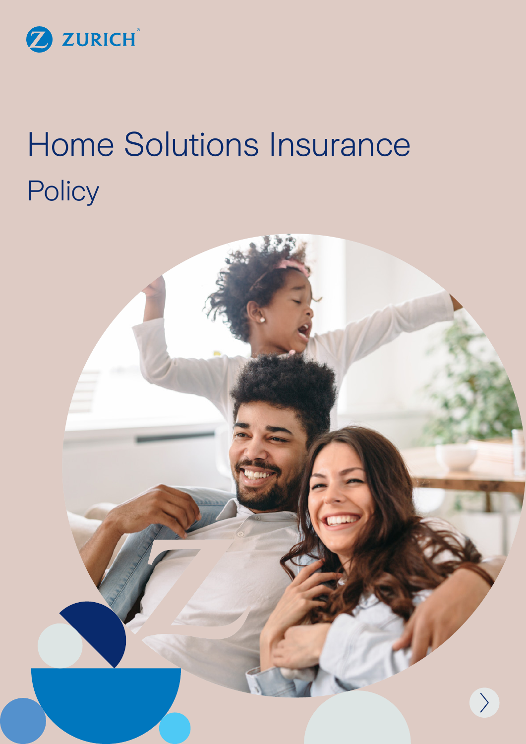ZURICH

# Home Solutions Insurance

## Policy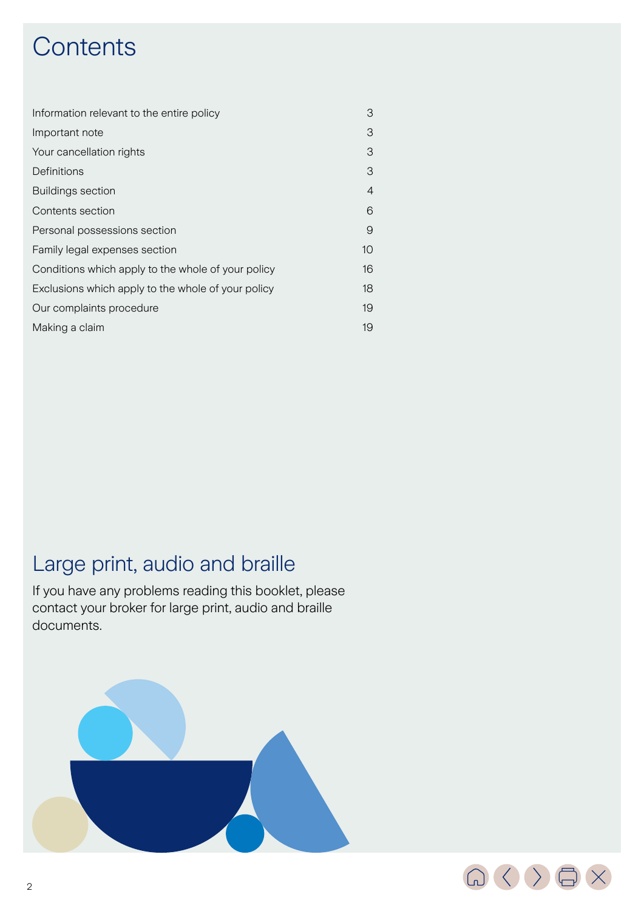# Contents

| | |
|---|---|
| Information relevant to the entire policy | 3 |
| Important note | 3 |
| Your cancellation rights | 3 |
| Definitions | 3 |
| Buildings section | 4 |
| Contents section | 6 |
| Personal possessions section | 9 |
| Family legal expenses section | 10 |
| Conditions which apply to the whole of your policy | 16 |
| Exclusions which apply to the whole of your policy | 18 |
| Our complaints procedure | 19 |
| Making a claim | 19 |

## Large print, audio and braille

If you have any problems reading this booklet, please contact your broker for large print, audio and braille documents.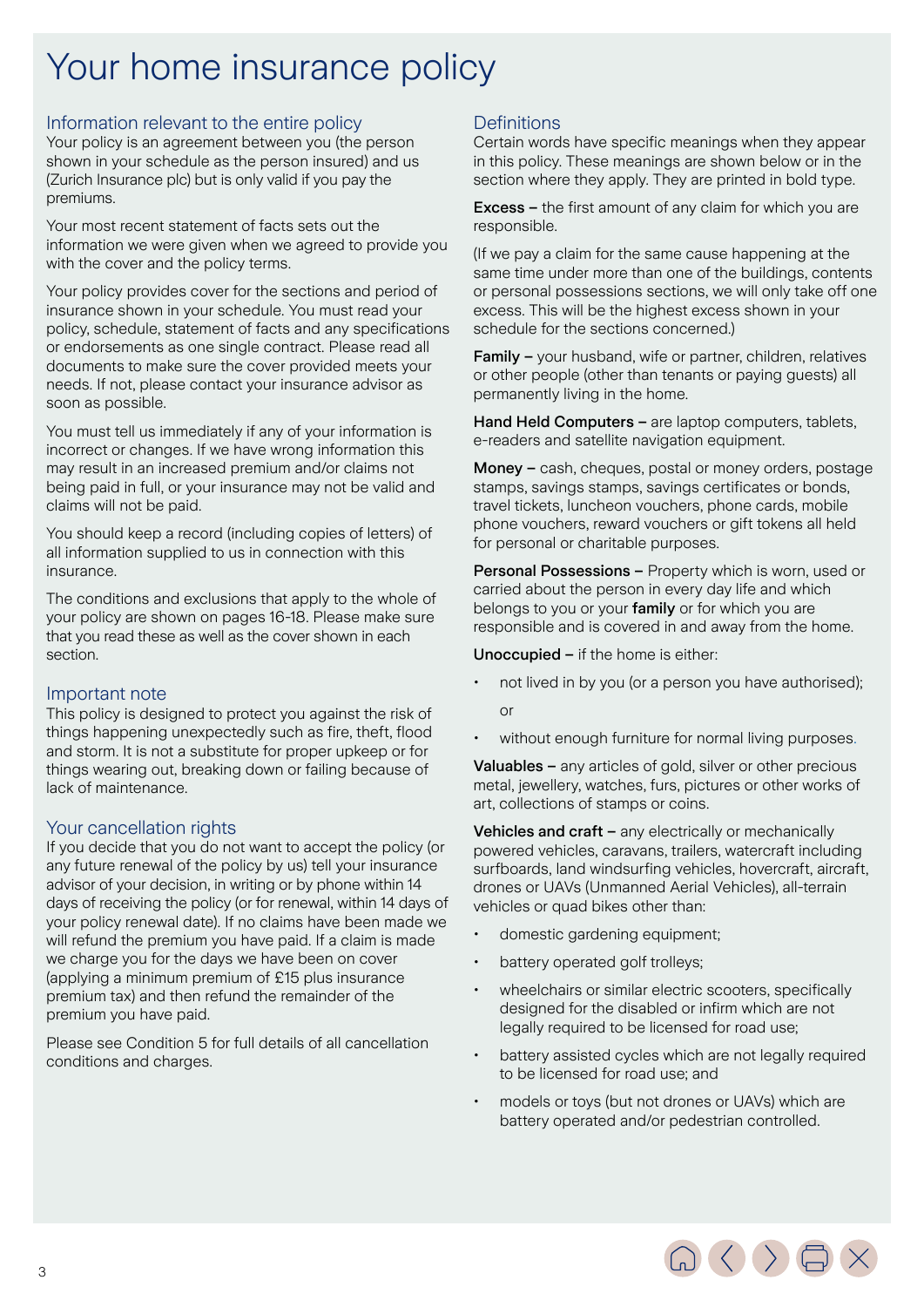# Your home insurance policy

## Information relevant to the entire policy

Your policy is an agreement between you (the person shown in your schedule as the person insured) and us (Zurich Insurance plc) but is only valid if you pay the premiums.

Your most recent statement of facts sets out the information we were given when we agreed to provide you with the cover and the policy terms.

Your policy provides cover for the sections and period of insurance shown in your schedule. You must read your policy, schedule, statement of facts and any specifications or endorsements as one single contract. Please read all documents to make sure the cover provided meets your needs. If not, please contact your insurance advisor as soon as possible.

You must tell us immediately if any of your information is incorrect or changes. If we have wrong information this may result in an increased premium and/or claims not being paid in full, or your insurance may not be valid and claims will not be paid.

You should keep a record (including copies of letters) of all information supplied to us in connection with this insurance.

The conditions and exclusions that apply to the whole of your policy are shown on pages 16-18. Please make sure that you read these as well as the cover shown in each section.

## Important note

This policy is designed to protect you against the risk of things happening unexpectedly such as fire, theft, flood and storm. It is not a substitute for proper upkeep or for things wearing out, breaking down or failing because of lack of maintenance.

## Your cancellation rights

If you decide that you do not want to accept the policy (or any future renewal of the policy by us) tell your insurance advisor of your decision, in writing or by phone within 14 days of receiving the policy (or for renewal, within 14 days of your policy renewal date). If no claims have been made we will refund the premium you have paid. If a claim is made we charge you for the days we have been on cover (applying a minimum premium of £15 plus insurance premium tax) and then refund the remainder of the premium you have paid.

Please see Condition 5 for full details of all cancellation conditions and charges.

## Definitions

Certain words have specific meanings when they appear in this policy. These meanings are shown below or in the section where they apply. They are printed in bold type.

**Excess –** the first amount of any claim for which you are responsible.

(If we pay a claim for the same cause happening at the same time under more than one of the buildings, contents or personal possessions sections, we will only take off one excess. This will be the highest excess shown in your schedule for the sections concerned.)

**Family –** your husband, wife or partner, children, relatives or other people (other than tenants or paying guests) all permanently living in the home.

**Hand Held Computers –** are laptop computers, tablets, e-readers and satellite navigation equipment.

**Money –** cash, cheques, postal or money orders, postage stamps, savings stamps, savings certificates or bonds, travel tickets, luncheon vouchers, phone cards, mobile phone vouchers, reward vouchers or gift tokens all held for personal or charitable purposes.

**Personal Possessions –** Property which is worn, used or carried about the person in every day life and which belongs to you or your **family** or for which you are responsible and is covered in and away from the home.

**Unoccupied –** if the home is either:

- not lived in by you (or a person you have authorised);

  or

- without enough furniture for normal living purposes.

**Valuables –** any articles of gold, silver or other precious metal, jewellery, watches, furs, pictures or other works of art, collections of stamps or coins.

**Vehicles and craft –** any electrically or mechanically powered vehicles, caravans, trailers, watercraft including surfboards, land windsurfing vehicles, hovercraft, aircraft, drones or UAVs (Unmanned Aerial Vehicles), all-terrain vehicles or quad bikes other than:

- domestic gardening equipment;
- battery operated golf trolleys;
- wheelchairs or similar electric scooters, specifically designed for the disabled or infirm which are not legally required to be licensed for road use;
- battery assisted cycles which are not legally required to be licensed for road use; and
- models or toys (but not drones or UAVs) which are battery operated and/or pedestrian controlled.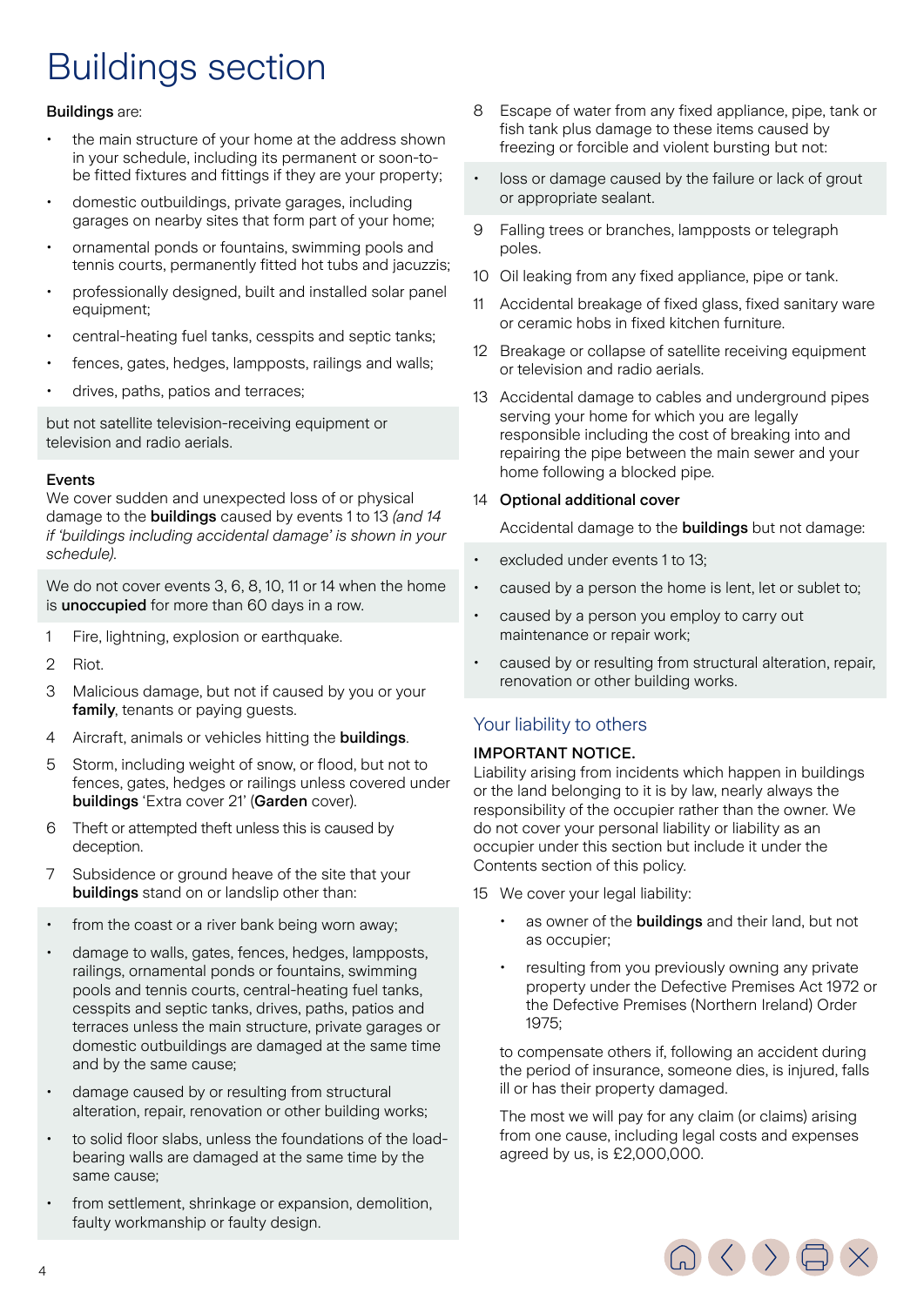# Buildings section

**Buildings** are:

- the main structure of your home at the address shown in your schedule, including its permanent or soon-to-be fitted fixtures and fittings if they are your property;
- domestic outbuildings, private garages, including garages on nearby sites that form part of your home;
- ornamental ponds or fountains, swimming pools and tennis courts, permanently fitted hot tubs and jacuzzis;
- professionally designed, built and installed solar panel equipment;
- central-heating fuel tanks, cesspits and septic tanks;
- fences, gates, hedges, lampposts, railings and walls;
- drives, paths, patios and terraces;

but not satellite television-receiving equipment or television and radio aerials.

**Events**

We cover sudden and unexpected loss of or physical damage to the **buildings** caused by events 1 to 13 *(and 14 if 'buildings including accidental damage' is shown in your schedule).*

We do not cover events 3, 6, 8, 10, 11 or 14 when the home is **unoccupied** for more than 60 days in a row.

1. Fire, lightning, explosion or earthquake.
2. Riot.
3. Malicious damage, but not if caused by you or your **family**, tenants or paying guests.
4. Aircraft, animals or vehicles hitting the **buildings**.
5. Storm, including weight of snow, or flood, but not to fences, gates, hedges or railings unless covered under **buildings** 'Extra cover 21' (**Garden** cover).
6. Theft or attempted theft unless this is caused by deception.
7. Subsidence or ground heave of the site that your **buildings** stand on or landslip other than:
   - from the coast or a river bank being worn away;
   - damage to walls, gates, fences, hedges, lampposts, railings, ornamental ponds or fountains, swimming pools and tennis courts, central-heating fuel tanks, cesspits and septic tanks, drives, paths, patios and terraces unless the main structure, private garages or domestic outbuildings are damaged at the same time and by the same cause;
   - damage caused by or resulting from structural alteration, repair, renovation or other building works;
   - to solid floor slabs, unless the foundations of the load-bearing walls are damaged at the same time by the same cause;
   - from settlement, shrinkage or expansion, demolition, faulty workmanship or faulty design.
8. Escape of water from any fixed appliance, pipe, tank or fish tank plus damage to these items caused by freezing or forcible and violent bursting but not:
   - loss or damage caused by the failure or lack of grout or appropriate sealant.
9. Falling trees or branches, lampposts or telegraph poles.
10. Oil leaking from any fixed appliance, pipe or tank.
11. Accidental breakage of fixed glass, fixed sanitary ware or ceramic hobs in fixed kitchen furniture.
12. Breakage or collapse of satellite receiving equipment or television and radio aerials.
13. Accidental damage to cables and underground pipes serving your home for which you are legally responsible including the cost of breaking into and repairing the pipe between the main sewer and your home following a blocked pipe.
14. **Optional additional cover**

    Accidental damage to the **buildings** but not damage:

    - excluded under events 1 to 13;
    - caused by a person the home is lent, let or sublet to;
    - caused by a person you employ to carry out maintenance or repair work;
    - caused by or resulting from structural alteration, repair, renovation or other building works.

## Your liability to others

**IMPORTANT NOTICE.**

Liability arising from incidents which happen in buildings or the land belonging to it is by law, nearly always the responsibility of the occupier rather than the owner. We do not cover your personal liability or liability as an occupier under this section but include it under the Contents section of this policy.

15. We cover your legal liability:

    - as owner of the **buildings** and their land, but not as occupier;
    - resulting from you previously owning any private property under the Defective Premises Act 1972 or the Defective Premises (Northern Ireland) Order 1975;

    to compensate others if, following an accident during the period of insurance, someone dies, is injured, falls ill or has their property damaged.

    The most we will pay for any claim (or claims) arising from one cause, including legal costs and expenses agreed by us, is £2,000,000.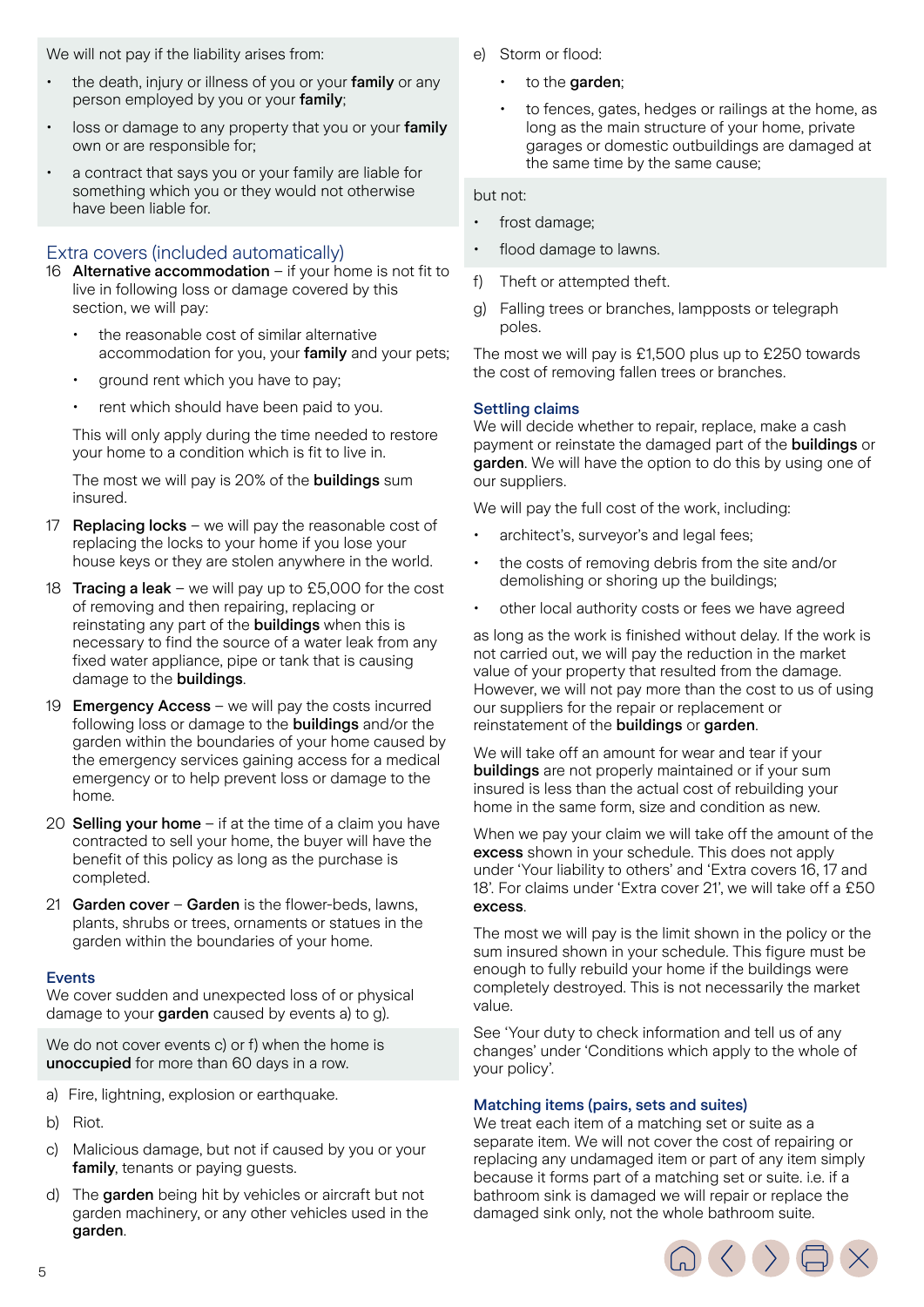We will not pay if the liability arises from:

- the death, injury or illness of you or your **family** or any person employed by you or your **family**;
- loss or damage to any property that you or your **family** own or are responsible for;
- a contract that says you or your family are liable for something which you or they would not otherwise have been liable for.

## Extra covers (included automatically)

16 **Alternative accommodation** – if your home is not fit to live in following loss or damage covered by this section, we will pay:

- the reasonable cost of similar alternative accommodation for you, your **family** and your pets;
- ground rent which you have to pay;
- rent which should have been paid to you.

This will only apply during the time needed to restore your home to a condition which is fit to live in.

The most we will pay is 20% of the **buildings** sum insured.

17 **Replacing locks** – we will pay the reasonable cost of replacing the locks to your home if you lose your house keys or they are stolen anywhere in the world.

18 **Tracing a leak** – we will pay up to £5,000 for the cost of removing and then repairing, replacing or reinstating any part of the **buildings** when this is necessary to find the source of a water leak from any fixed water appliance, pipe or tank that is causing damage to the **buildings**.

19 **Emergency Access** – we will pay the costs incurred following loss or damage to the **buildings** and/or the garden within the boundaries of your home caused by the emergency services gaining access for a medical emergency or to help prevent loss or damage to the home.

20 **Selling your home** – if at the time of a claim you have contracted to sell your home, the buyer will have the benefit of this policy as long as the purchase is completed.

21 **Garden cover** – **Garden** is the flower-beds, lawns, plants, shrubs or trees, ornaments or statues in the garden within the boundaries of your home.

### Events

We cover sudden and unexpected loss of or physical damage to your **garden** caused by events a) to g).

We do not cover events c) or f) when the home is **unoccupied** for more than 60 days in a row.

a) Fire, lightning, explosion or earthquake.

b) Riot.

c) Malicious damage, but not if caused by you or your **family**, tenants or paying guests.

d) The **garden** being hit by vehicles or aircraft but not garden machinery, or any other vehicles used in the **garden**.

e) Storm or flood:

- to the **garden**;
- to fences, gates, hedges or railings at the home, as long as the main structure of your home, private garages or domestic outbuildings are damaged at the same time by the same cause;

but not:

- frost damage;
- flood damage to lawns.

f) Theft or attempted theft.

g) Falling trees or branches, lampposts or telegraph poles.

The most we will pay is £1,500 plus up to £250 towards the cost of removing fallen trees or branches.

### Settling claims

We will decide whether to repair, replace, make a cash payment or reinstate the damaged part of the **buildings** or **garden**. We will have the option to do this by using one of our suppliers.

We will pay the full cost of the work, including:

- architect's, surveyor's and legal fees;
- the costs of removing debris from the site and/or demolishing or shoring up the buildings;
- other local authority costs or fees we have agreed

as long as the work is finished without delay. If the work is not carried out, we will pay the reduction in the market value of your property that resulted from the damage. However, we will not pay more than the cost to us of using our suppliers for the repair or replacement or reinstatement of the **buildings** or **garden**.

We will take off an amount for wear and tear if your **buildings** are not properly maintained or if your sum insured is less than the actual cost of rebuilding your home in the same form, size and condition as new.

When we pay your claim we will take off the amount of the **excess** shown in your schedule. This does not apply under 'Your liability to others' and 'Extra covers 16, 17 and 18'. For claims under 'Extra cover 21', we will take off a £50 **excess**.

The most we will pay is the limit shown in the policy or the sum insured shown in your schedule. This figure must be enough to fully rebuild your home if the buildings were completely destroyed. This is not necessarily the market value.

See 'Your duty to check information and tell us of any changes' under 'Conditions which apply to the whole of your policy'.

### Matching items (pairs, sets and suites)

We treat each item of a matching set or suite as a separate item. We will not cover the cost of repairing or replacing any undamaged item or part of any item simply because it forms part of a matching set or suite. i.e. if a bathroom sink is damaged we will repair or replace the damaged sink only, not the whole bathroom suite.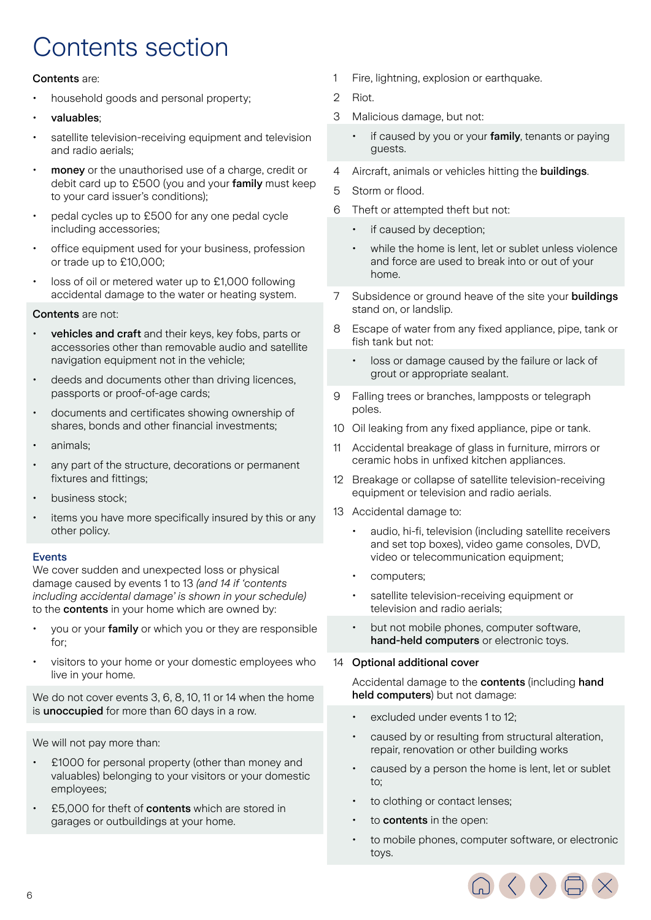# Contents section

**Contents** are:

- household goods and personal property;
- **valuables**;
- satellite television-receiving equipment and television and radio aerials;
- **money** or the unauthorised use of a charge, credit or debit card up to £500 (you and your **family** must keep to your card issuer's conditions);
- pedal cycles up to £500 for any one pedal cycle including accessories;
- office equipment used for your business, profession or trade up to £10,000;
- loss of oil or metered water up to £1,000 following accidental damage to the water or heating system.

**Contents** are not:

- **vehicles and craft** and their keys, key fobs, parts or accessories other than removable audio and satellite navigation equipment not in the vehicle;
- deeds and documents other than driving licences, passports or proof-of-age cards;
- documents and certificates showing ownership of shares, bonds and other financial investments;
- animals;
- any part of the structure, decorations or permanent fixtures and fittings;
- business stock;
- items you have more specifically insured by this or any other policy.

## Events

We cover sudden and unexpected loss or physical damage caused by events 1 to 13 *(and 14 if 'contents including accidental damage' is shown in your schedule)* to the **contents** in your home which are owned by:

- you or your **family** or which you or they are responsible for;
- visitors to your home or your domestic employees who live in your home.

We do not cover events 3, 6, 8, 10, 11 or 14 when the home is **unoccupied** for more than 60 days in a row.

We will not pay more than:

- £1000 for personal property (other than money and valuables) belonging to your visitors or your domestic employees;
- £5,000 for theft of **contents** which are stored in garages or outbuildings at your home.

1. Fire, lightning, explosion or earthquake.
2. Riot.
3. Malicious damage, but not:
   - if caused by you or your **family**, tenants or paying guests.
4. Aircraft, animals or vehicles hitting the **buildings**.
5. Storm or flood.
6. Theft or attempted theft but not:
   - if caused by deception;
   - while the home is lent, let or sublet unless violence and force are used to break into or out of your home.
7. Subsidence or ground heave of the site your **buildings** stand on, or landslip.
8. Escape of water from any fixed appliance, pipe, tank or fish tank but not:
   - loss or damage caused by the failure or lack of grout or appropriate sealant.
9. Falling trees or branches, lampposts or telegraph poles.
10. Oil leaking from any fixed appliance, pipe or tank.
11. Accidental breakage of glass in furniture, mirrors or ceramic hobs in unfixed kitchen appliances.
12. Breakage or collapse of satellite television-receiving equipment or television and radio aerials.
13. Accidental damage to:
    - audio, hi-fi, television (including satellite receivers and set top boxes), video game consoles, DVD, video or telecommunication equipment;
    - computers;
    - satellite television-receiving equipment or television and radio aerials;
    - but not mobile phones, computer software, **hand-held computers** or electronic toys.
14. **Optional additional cover**

    Accidental damage to the **contents** (including **hand held computers**) but not damage:
    - excluded under events 1 to 12;
    - caused by or resulting from structural alteration, repair, renovation or other building works
    - caused by a person the home is lent, let or sublet to;
    - to clothing or contact lenses;
    - to **contents** in the open:
    - to mobile phones, computer software, or electronic toys.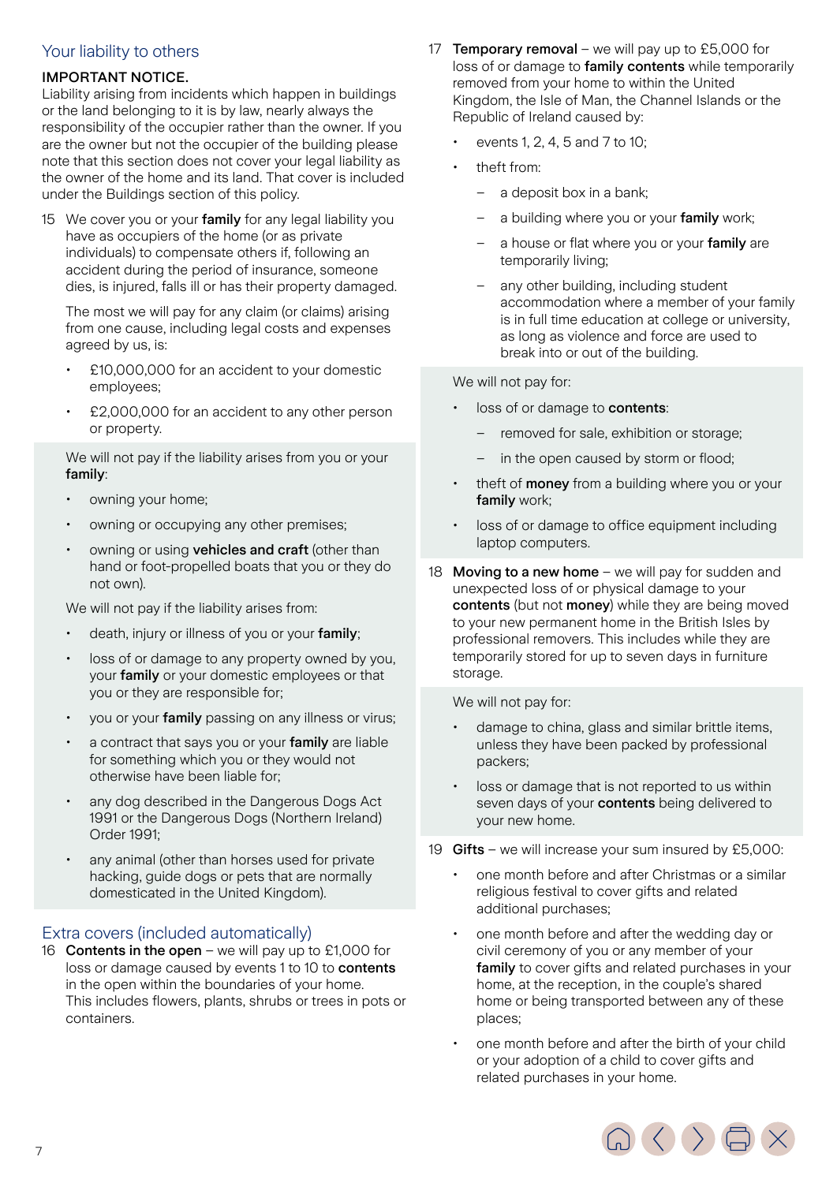## Your liability to others

**IMPORTANT NOTICE.**
Liability arising from incidents which happen in buildings or the land belonging to it is by law, nearly always the responsibility of the occupier rather than the owner. If you are the owner but not the occupier of the building please note that this section does not cover your legal liability as the owner of the home and its land. That cover is included under the Buildings section of this policy.

15 We cover you or your **family** for any legal liability you have as occupiers of the home (or as private individuals) to compensate others if, following an accident during the period of insurance, someone dies, is injured, falls ill or has their property damaged.

The most we will pay for any claim (or claims) arising from one cause, including legal costs and expenses agreed by us, is:

- £10,000,000 for an accident to your domestic employees;
- £2,000,000 for an accident to any other person or property.

We will not pay if the liability arises from you or your **family**:

- owning your home;
- owning or occupying any other premises;
- owning or using **vehicles and craft** (other than hand or foot-propelled boats that you or they do not own).

We will not pay if the liability arises from:

- death, injury or illness of you or your **family**;
- loss of or damage to any property owned by you, your **family** or your domestic employees or that you or they are responsible for;
- you or your **family** passing on any illness or virus;
- a contract that says you or your **family** are liable for something which you or they would not otherwise have been liable for;
- any dog described in the Dangerous Dogs Act 1991 or the Dangerous Dogs (Northern Ireland) Order 1991;
- any animal (other than horses used for private hacking, guide dogs or pets that are normally domesticated in the United Kingdom).

## Extra covers (included automatically)

16 **Contents in the open** – we will pay up to £1,000 for loss or damage caused by events 1 to 10 to **contents** in the open within the boundaries of your home. This includes flowers, plants, shrubs or trees in pots or containers.

17 **Temporary removal** – we will pay up to £5,000 for loss of or damage to **family contents** while temporarily removed from your home to within the United Kingdom, the Isle of Man, the Channel Islands or the Republic of Ireland caused by:

- events 1, 2, 4, 5 and 7 to 10;
- theft from:
  - a deposit box in a bank;
  - a building where you or your **family** work;
  - a house or flat where you or your **family** are temporarily living;
  - any other building, including student accommodation where a member of your family is in full time education at college or university, as long as violence and force are used to break into or out of the building.

We will not pay for:

- loss of or damage to **contents**:
  - removed for sale, exhibition or storage;
  - in the open caused by storm or flood;
- theft of **money** from a building where you or your **family** work;
- loss of or damage to office equipment including laptop computers.

18 **Moving to a new home** – we will pay for sudden and unexpected loss of or physical damage to your **contents** (but not **money**) while they are being moved to your new permanent home in the British Isles by professional removers. This includes while they are temporarily stored for up to seven days in furniture storage.

We will not pay for:

- damage to china, glass and similar brittle items, unless they have been packed by professional packers;
- loss or damage that is not reported to us within seven days of your **contents** being delivered to your new home.

19 **Gifts** – we will increase your sum insured by £5,000:

- one month before and after Christmas or a similar religious festival to cover gifts and related additional purchases;
- one month before and after the wedding day or civil ceremony of you or any member of your **family** to cover gifts and related purchases in your home, at the reception, in the couple's shared home or being transported between any of these places;
- one month before and after the birth of your child or your adoption of a child to cover gifts and related purchases in your home.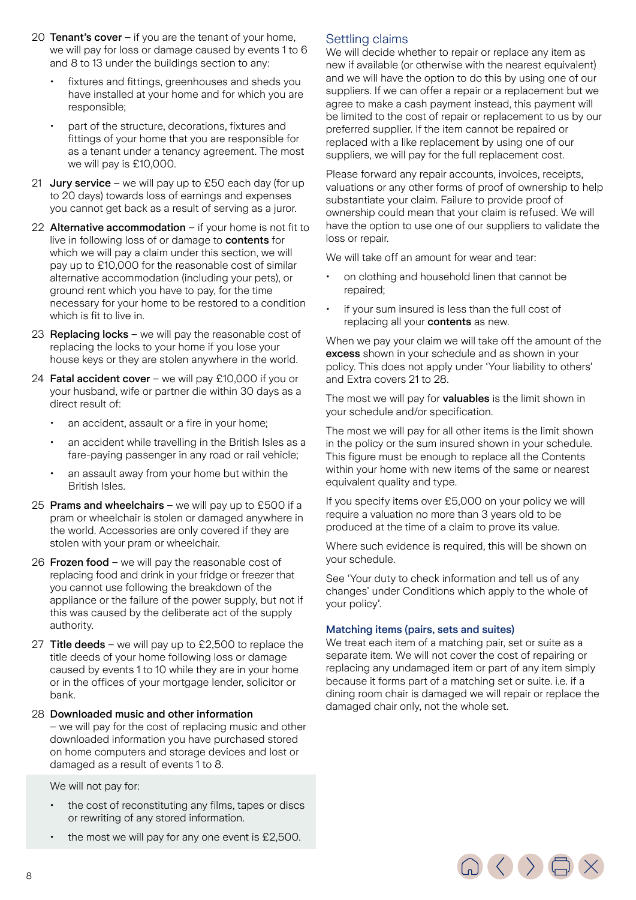20 **Tenant's cover** – if you are the tenant of your home, we will pay for loss or damage caused by events 1 to 6 and 8 to 13 under the buildings section to any:

- fixtures and fittings, greenhouses and sheds you have installed at your home and for which you are responsible;
- part of the structure, decorations, fixtures and fittings of your home that you are responsible for as a tenant under a tenancy agreement. The most we will pay is £10,000.

21 **Jury service** – we will pay up to £50 each day (for up to 20 days) towards loss of earnings and expenses you cannot get back as a result of serving as a juror.

22 **Alternative accommodation** – if your home is not fit to live in following loss of or damage to **contents** for which we will pay a claim under this section, we will pay up to £10,000 for the reasonable cost of similar alternative accommodation (including your pets), or ground rent which you have to pay, for the time necessary for your home to be restored to a condition which is fit to live in.

23 **Replacing locks** – we will pay the reasonable cost of replacing the locks to your home if you lose your house keys or they are stolen anywhere in the world.

24 **Fatal accident cover** – we will pay £10,000 if you or your husband, wife or partner die within 30 days as a direct result of:

- an accident, assault or a fire in your home;
- an accident while travelling in the British Isles as a fare-paying passenger in any road or rail vehicle;
- an assault away from your home but within the British Isles.

25 **Prams and wheelchairs** – we will pay up to £500 if a pram or wheelchair is stolen or damaged anywhere in the world. Accessories are only covered if they are stolen with your pram or wheelchair.

26 **Frozen food** – we will pay the reasonable cost of replacing food and drink in your fridge or freezer that you cannot use following the breakdown of the appliance or the failure of the power supply, but not if this was caused by the deliberate act of the supply authority.

27 **Title deeds** – we will pay up to £2,500 to replace the title deeds of your home following loss or damage caused by events 1 to 10 while they are in your home or in the offices of your mortgage lender, solicitor or bank.

28 **Downloaded music and other information** – we will pay for the cost of replacing music and other downloaded information you have purchased stored on home computers and storage devices and lost or damaged as a result of events 1 to 8.

We will not pay for:

- the cost of reconstituting any films, tapes or discs or rewriting of any stored information.
- the most we will pay for any one event is £2,500.

## Settling claims

We will decide whether to repair or replace any item as new if available (or otherwise with the nearest equivalent) and we will have the option to do this by using one of our suppliers. If we can offer a repair or a replacement but we agree to make a cash payment instead, this payment will be limited to the cost of repair or replacement to us by our preferred supplier. If the item cannot be repaired or replaced with a like replacement by using one of our suppliers, we will pay for the full replacement cost.

Please forward any repair accounts, invoices, receipts, valuations or any other forms of proof of ownership to help substantiate your claim. Failure to provide proof of ownership could mean that your claim is refused. We will have the option to use one of our suppliers to validate the loss or repair.

We will take off an amount for wear and tear:

- on clothing and household linen that cannot be repaired;
- if your sum insured is less than the full cost of replacing all your **contents** as new.

When we pay your claim we will take off the amount of the **excess** shown in your schedule and as shown in your policy. This does not apply under 'Your liability to others' and Extra covers 21 to 28.

The most we will pay for **valuables** is the limit shown in your schedule and/or specification.

The most we will pay for all other items is the limit shown in the policy or the sum insured shown in your schedule. This figure must be enough to replace all the Contents within your home with new items of the same or nearest equivalent quality and type.

If you specify items over £5,000 on your policy we will require a valuation no more than 3 years old to be produced at the time of a claim to prove its value.

Where such evidence is required, this will be shown on your schedule.

See 'Your duty to check information and tell us of any changes' under Conditions which apply to the whole of your policy'.

### Matching items (pairs, sets and suites)

We treat each item of a matching pair, set or suite as a separate item. We will not cover the cost of repairing or replacing any undamaged item or part of any item simply because it forms part of a matching set or suite. i.e. if a dining room chair is damaged we will repair or replace the damaged chair only, not the whole set.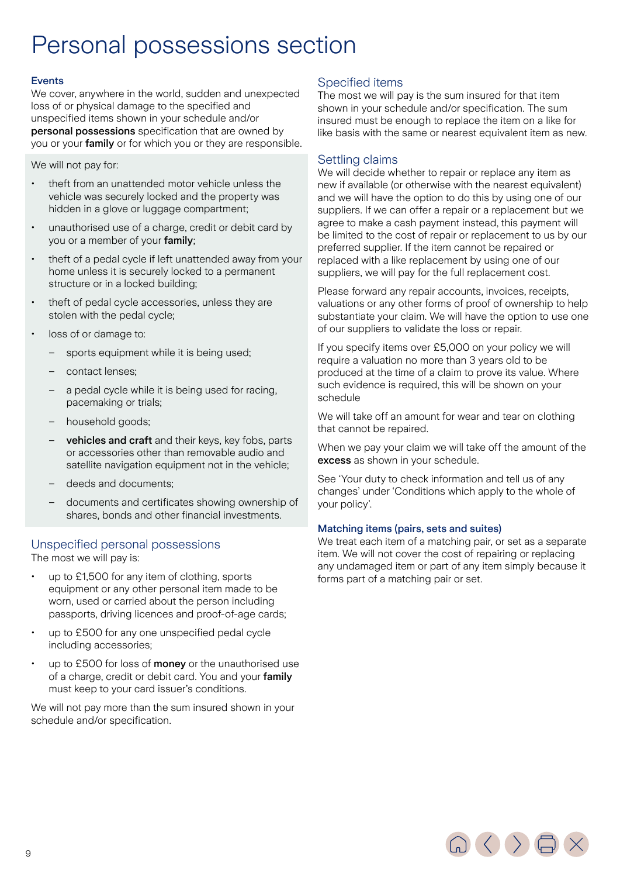# Personal possessions section

### Events

We cover, anywhere in the world, sudden and unexpected loss of or physical damage to the specified and unspecified items shown in your schedule and/or **personal possessions** specification that are owned by you or your **family** or for which you or they are responsible.

We will not pay for:

- theft from an unattended motor vehicle unless the vehicle was securely locked and the property was hidden in a glove or luggage compartment;
- unauthorised use of a charge, credit or debit card by you or a member of your **family**;
- theft of a pedal cycle if left unattended away from your home unless it is securely locked to a permanent structure or in a locked building;
- theft of pedal cycle accessories, unless they are stolen with the pedal cycle;
- loss of or damage to:
  - sports equipment while it is being used;
  - contact lenses;
  - a pedal cycle while it is being used for racing, pacemaking or trials;
  - household goods;
  - **vehicles and craft** and their keys, key fobs, parts or accessories other than removable audio and satellite navigation equipment not in the vehicle;
  - deeds and documents;
  - documents and certificates showing ownership of shares, bonds and other financial investments.

## Unspecified personal possessions

The most we will pay is:

- up to £1,500 for any item of clothing, sports equipment or any other personal item made to be worn, used or carried about the person including passports, driving licences and proof-of-age cards;
- up to £500 for any one unspecified pedal cycle including accessories;
- up to £500 for loss of **money** or the unauthorised use of a charge, credit or debit card. You and your **family** must keep to your card issuer's conditions.

We will not pay more than the sum insured shown in your schedule and/or specification.

## Specified items

The most we will pay is the sum insured for that item shown in your schedule and/or specification. The sum insured must be enough to replace the item on a like for like basis with the same or nearest equivalent item as new.

## Settling claims

We will decide whether to repair or replace any item as new if available (or otherwise with the nearest equivalent) and we will have the option to do this by using one of our suppliers. If we can offer a repair or a replacement but we agree to make a cash payment instead, this payment will be limited to the cost of repair or replacement to us by our preferred supplier. If the item cannot be repaired or replaced with a like replacement by using one of our suppliers, we will pay for the full replacement cost.

Please forward any repair accounts, invoices, receipts, valuations or any other forms of proof of ownership to help substantiate your claim. We will have the option to use one of our suppliers to validate the loss or repair.

If you specify items over £5,000 on your policy we will require a valuation no more than 3 years old to be produced at the time of a claim to prove its value. Where such evidence is required, this will be shown on your schedule

We will take off an amount for wear and tear on clothing that cannot be repaired.

When we pay your claim we will take off the amount of the **excess** as shown in your schedule.

See 'Your duty to check information and tell us of any changes' under 'Conditions which apply to the whole of your policy'.

### Matching items (pairs, sets and suites)

We treat each item of a matching pair, or set as a separate item. We will not cover the cost of repairing or replacing any undamaged item or part of any item simply because it forms part of a matching pair or set.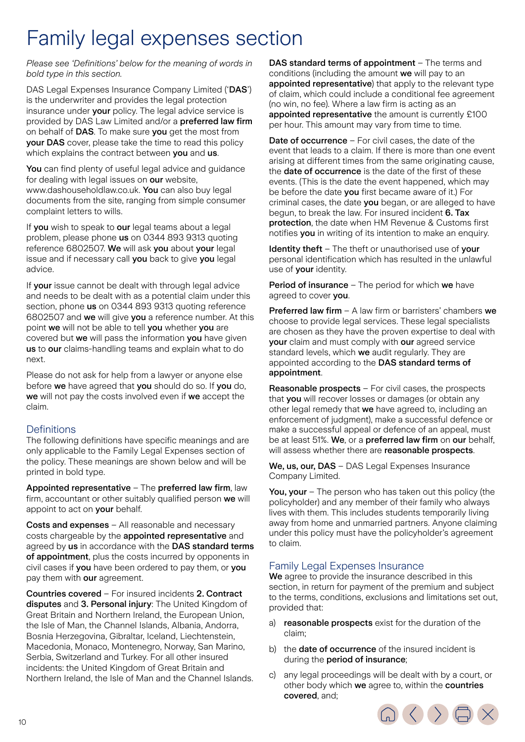# Family legal expenses section

*Please see 'Definitions' below for the meaning of words in bold type in this section.*

DAS Legal Expenses Insurance Company Limited ('**DAS**') is the underwriter and provides the legal protection insurance under **your** policy. The legal advice service is provided by DAS Law Limited and/or a **preferred law firm** on behalf of **DAS**. To make sure **you** get the most from **your DAS** cover, please take the time to read this policy which explains the contract between **you** and **us**.

**You** can find plenty of useful legal advice and guidance for dealing with legal issues on **our** website, www.dashouseholdlaw.co.uk. **You** can also buy legal documents from the site, ranging from simple consumer complaint letters to wills.

If **you** wish to speak to **our** legal teams about a legal problem, please phone **us** on 0344 893 9313 quoting reference 6802507. **We** will ask **you** about **your** legal issue and if necessary call **you** back to give **you** legal advice.

If **your** issue cannot be dealt with through legal advice and needs to be dealt with as a potential claim under this section, phone **us** on 0344 893 9313 quoting reference 6802507 and **we** will give **you** a reference number. At this point **we** will not be able to tell **you** whether **you** are covered but **we** will pass the information **you** have given **us** to **our** claims-handling teams and explain what to do next.

Please do not ask for help from a lawyer or anyone else before **we** have agreed that **you** should do so. If **you** do, **we** will not pay the costs involved even if **we** accept the claim.

## Definitions

The following definitions have specific meanings and are only applicable to the Family Legal Expenses section of the policy. These meanings are shown below and will be printed in bold type.

**Appointed representative** – The **preferred law firm**, law firm, accountant or other suitably qualified person **we** will appoint to act on **your** behalf.

**Costs and expenses** – All reasonable and necessary costs chargeable by the **appointed representative** and agreed by **us** in accordance with the **DAS standard terms of appointment**, plus the costs incurred by opponents in civil cases if **you** have been ordered to pay them, or **you** pay them with **our** agreement.

**Countries covered** – For insured incidents **2. Contract disputes** and **3. Personal injury**: The United Kingdom of Great Britain and Northern Ireland, the European Union, the Isle of Man, the Channel Islands, Albania, Andorra, Bosnia Herzegovina, Gibraltar, Iceland, Liechtenstein, Macedonia, Monaco, Montenegro, Norway, San Marino, Serbia, Switzerland and Turkey. For all other insured incidents: the United Kingdom of Great Britain and Northern Ireland, the Isle of Man and the Channel Islands.

**DAS standard terms of appointment** – The terms and conditions (including the amount **we** will pay to an **appointed representative**) that apply to the relevant type of claim, which could include a conditional fee agreement (no win, no fee). Where a law firm is acting as an **appointed representative** the amount is currently £100 per hour. This amount may vary from time to time.

**Date of occurrence** – For civil cases, the date of the event that leads to a claim. If there is more than one event arising at different times from the same originating cause, the **date of occurrence** is the date of the first of these events. (This is the date the event happened, which may be before the date **you** first became aware of it.) For criminal cases, the date **you** began, or are alleged to have begun, to break the law. For insured incident **6. Tax protection**, the date when HM Revenue & Customs first notifies **you** in writing of its intention to make an enquiry.

**Identity theft** – The theft or unauthorised use of **your** personal identification which has resulted in the unlawful use of **your** identity.

**Period of insurance** – The period for which **we** have agreed to cover **you**.

**Preferred law firm** – A law firm or barristers' chambers **we** choose to provide legal services. These legal specialists are chosen as they have the proven expertise to deal with **your** claim and must comply with **our** agreed service standard levels, which **we** audit regularly. They are appointed according to the **DAS standard terms of appointment**.

**Reasonable prospects** – For civil cases, the prospects that **you** will recover losses or damages (or obtain any other legal remedy that **we** have agreed to, including an enforcement of judgment), make a successful defence or make a successful appeal or defence of an appeal, must be at least 51%. **We**, or a **preferred law firm** on **our** behalf, will assess whether there are **reasonable prospects**.

**We, us, our, DAS** – DAS Legal Expenses Insurance Company Limited.

**You, your** – The person who has taken out this policy (the policyholder) and any member of their family who always lives with them. This includes students temporarily living away from home and unmarried partners. Anyone claiming under this policy must have the policyholder's agreement to claim.

## Family Legal Expenses Insurance

**We** agree to provide the insurance described in this section, in return for payment of the premium and subject to the terms, conditions, exclusions and limitations set out, provided that:

a) **reasonable prospects** exist for the duration of the claim;

b) the **date of occurrence** of the insured incident is during the **period of insurance**;

c) any legal proceedings will be dealt with by a court, or other body which **we** agree to, within the **countries covered**, and;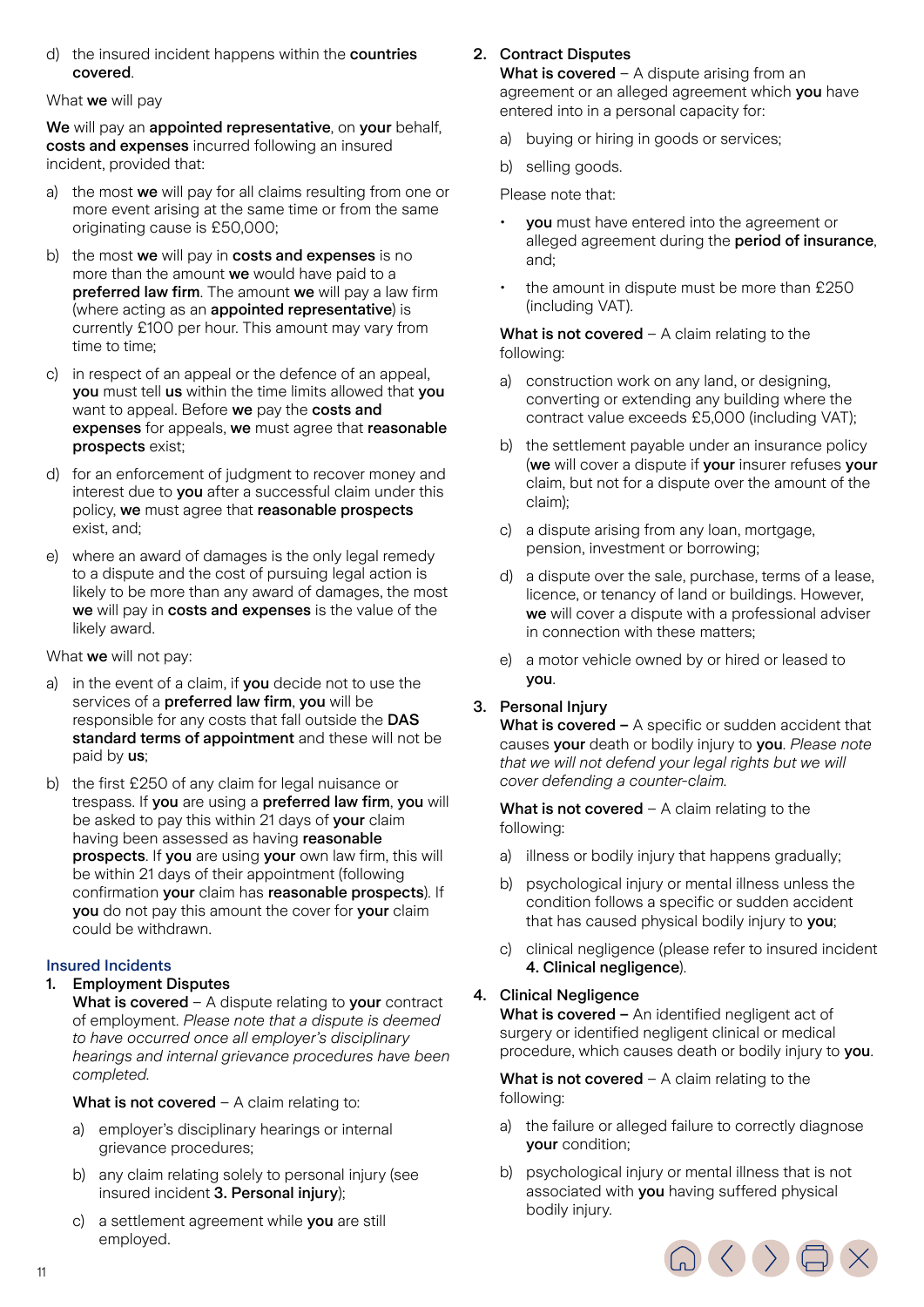d) the insured incident happens within the **countries covered**.

What **we** will pay

**We** will pay an **appointed representative**, on **your** behalf, **costs and expenses** incurred following an insured incident, provided that:

a) the most **we** will pay for all claims resulting from one or more event arising at the same time or from the same originating cause is £50,000;

b) the most **we** will pay in **costs and expenses** is no more than the amount **we** would have paid to a **preferred law firm**. The amount **we** will pay a law firm (where acting as an **appointed representative**) is currently £100 per hour. This amount may vary from time to time;

c) in respect of an appeal or the defence of an appeal, **you** must tell **us** within the time limits allowed that **you** want to appeal. Before **we** pay the **costs and expenses** for appeals, **we** must agree that **reasonable prospects** exist;

d) for an enforcement of judgment to recover money and interest due to **you** after a successful claim under this policy, **we** must agree that **reasonable prospects** exist, and;

e) where an award of damages is the only legal remedy to a dispute and the cost of pursuing legal action is likely to be more than any award of damages, the most **we** will pay in **costs and expenses** is the value of the likely award.

What **we** will not pay:

a) in the event of a claim, if **you** decide not to use the services of a **preferred law firm**, **you** will be responsible for any costs that fall outside the **DAS standard terms of appointment** and these will not be paid by **us**;

b) the first £250 of any claim for legal nuisance or trespass. If **you** are using a **preferred law firm**, **you** will be asked to pay this within 21 days of **your** claim having been assessed as having **reasonable prospects**. If **you** are using **your** own law firm, this will be within 21 days of their appointment (following confirmation **your** claim has **reasonable prospects**). If **you** do not pay this amount the cover for **your** claim could be withdrawn.

## Insured Incidents

### 1. Employment Disputes

**What is covered** – A dispute relating to **your** contract of employment. *Please note that a dispute is deemed to have occurred once all employer's disciplinary hearings and internal grievance procedures have been completed.*

**What is not covered** – A claim relating to:

a) employer's disciplinary hearings or internal grievance procedures;

b) any claim relating solely to personal injury (see insured incident **3. Personal injury**);

c) a settlement agreement while **you** are still employed.

### 2. Contract Disputes

**What is covered** – A dispute arising from an agreement or an alleged agreement which **you** have entered into in a personal capacity for:

a) buying or hiring in goods or services;

b) selling goods.

Please note that:

- **you** must have entered into the agreement or alleged agreement during the **period of insurance**, and;
- the amount in dispute must be more than £250 (including VAT).

**What is not covered** – A claim relating to the following:

a) construction work on any land, or designing, converting or extending any building where the contract value exceeds £5,000 (including VAT);

b) the settlement payable under an insurance policy (**we** will cover a dispute if **your** insurer refuses **your** claim, but not for a dispute over the amount of the claim);

c) a dispute arising from any loan, mortgage, pension, investment or borrowing;

d) a dispute over the sale, purchase, terms of a lease, licence, or tenancy of land or buildings. However, **we** will cover a dispute with a professional adviser in connection with these matters;

e) a motor vehicle owned by or hired or leased to **you**.

### 3. Personal Injury

**What is covered –** A specific or sudden accident that causes **your** death or bodily injury to **you**. *Please note that we will not defend your legal rights but we will cover defending a counter-claim.*

**What is not covered** – A claim relating to the following:

a) illness or bodily injury that happens gradually;

b) psychological injury or mental illness unless the condition follows a specific or sudden accident that has caused physical bodily injury to **you**;

c) clinical negligence (please refer to insured incident **4. Clinical negligence**).

### 4. Clinical Negligence

**What is covered –** An identified negligent act of surgery or identified negligent clinical or medical procedure, which causes death or bodily injury to **you**.

**What is not covered** – A claim relating to the following:

a) the failure or alleged failure to correctly diagnose **your** condition;

b) psychological injury or mental illness that is not associated with **you** having suffered physical bodily injury.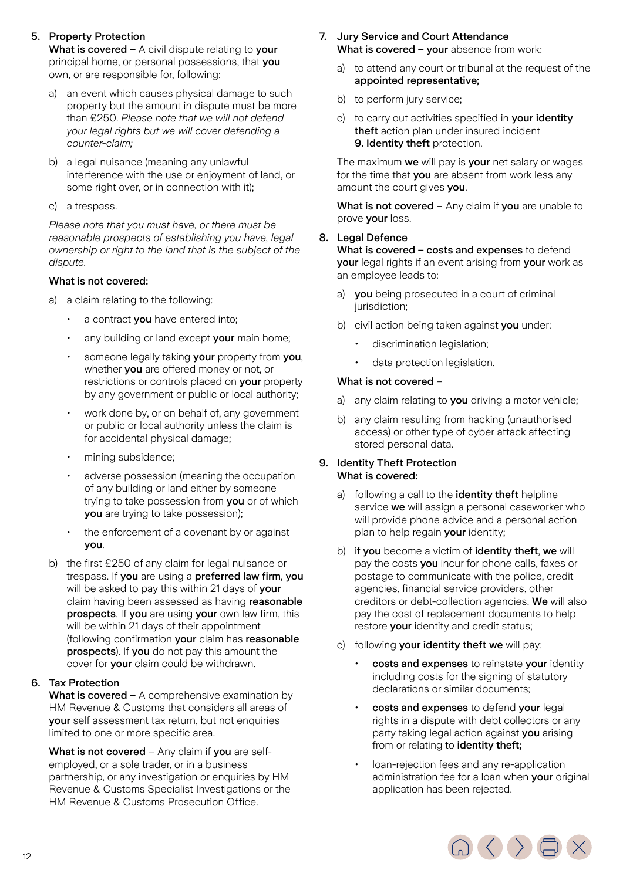5. **Property Protection**

**What is covered –** A civil dispute relating to **your** principal home, or personal possessions, that **you** own, or are responsible for, following:

a) an event which causes physical damage to such property but the amount in dispute must be more than £250. *Please note that we will not defend your legal rights but we will cover defending a counter-claim;*

b) a legal nuisance (meaning any unlawful interference with the use or enjoyment of land, or some right over, or in connection with it);

c) a trespass.

*Please note that you must have, or there must be reasonable prospects of establishing you have, legal ownership or right to the land that is the subject of the dispute.*

**What is not covered:**

a) a claim relating to the following:

- a contract **you** have entered into;
- any building or land except **your** main home;
- someone legally taking **your** property from **you**, whether **you** are offered money or not, or restrictions or controls placed on **your** property by any government or public or local authority;
- work done by, or on behalf of, any government or public or local authority unless the claim is for accidental physical damage;
- mining subsidence;
- adverse possession (meaning the occupation of any building or land either by someone trying to take possession from **you** or of which **you** are trying to take possession);
- the enforcement of a covenant by or against **you**.

b) the first £250 of any claim for legal nuisance or trespass. If **you** are using a **preferred law firm**, **you** will be asked to pay this within 21 days of **your** claim having been assessed as having **reasonable prospects**. If **you** are using **your** own law firm, this will be within 21 days of their appointment (following confirmation **your** claim has **reasonable prospects**). If **you** do not pay this amount the cover for **your** claim could be withdrawn.

6. **Tax Protection**

**What is covered –** A comprehensive examination by HM Revenue & Customs that considers all areas of **your** self assessment tax return, but not enquiries limited to one or more specific area.

**What is not covered** – Any claim if **you** are self-employed, or a sole trader, or in a business partnership, or any investigation or enquiries by HM Revenue & Customs Specialist Investigations or the HM Revenue & Customs Prosecution Office.

7. **Jury Service and Court Attendance**

**What is covered – your** absence from work:

a) to attend any court or tribunal at the request of the **appointed representative;**

b) to perform jury service;

c) to carry out activities specified in **your identity theft** action plan under insured incident **9. Identity theft** protection.

The maximum **we** will pay is **your** net salary or wages for the time that **you** are absent from work less any amount the court gives **you**.

**What is not covered** – Any claim if **you** are unable to prove **your** loss.

8. **Legal Defence**

**What is covered – costs and expenses** to defend **your** legal rights if an event arising from **your** work as an employee leads to:

a) **you** being prosecuted in a court of criminal jurisdiction;

b) civil action being taken against **you** under:

- discrimination legislation;
- data protection legislation.

**What is not covered** –

a) any claim relating to **you** driving a motor vehicle;

b) any claim resulting from hacking (unauthorised access) or other type of cyber attack affecting stored personal data.

9. **Identity Theft Protection**

**What is covered:**

a) following a call to the **identity theft** helpline service **we** will assign a personal caseworker who will provide phone advice and a personal action plan to help regain **your** identity;

b) if **you** become a victim of **identity theft**, **we** will pay the costs **you** incur for phone calls, faxes or postage to communicate with the police, credit agencies, financial service providers, other creditors or debt-collection agencies. **We** will also pay the cost of replacement documents to help restore **your** identity and credit status;

c) following **your identity theft we** will pay:

- **costs and expenses** to reinstate **your** identity including costs for the signing of statutory declarations or similar documents;
- **costs and expenses** to defend **your** legal rights in a dispute with debt collectors or any party taking legal action against **you** arising from or relating to **identity theft;**
- loan-rejection fees and any re-application administration fee for a loan when **your** original application has been rejected.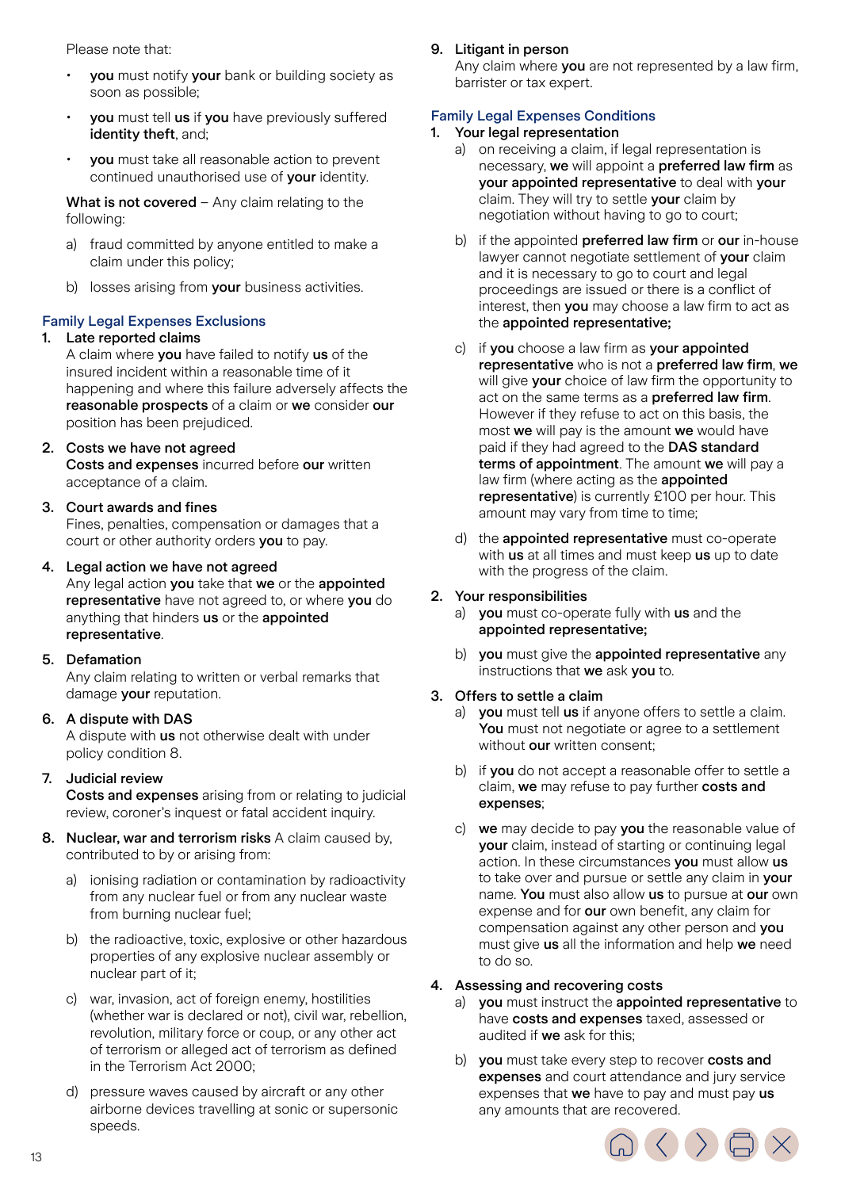Please note that:

- **you** must notify **your** bank or building society as soon as possible;
- **you** must tell **us** if **you** have previously suffered **identity theft**, and;
- **you** must take all reasonable action to prevent continued unauthorised use of **your** identity.

**What is not covered** – Any claim relating to the following:

a) fraud committed by anyone entitled to make a claim under this policy;

b) losses arising from **your** business activities.

## Family Legal Expenses Exclusions

1. **Late reported claims**
   A claim where **you** have failed to notify **us** of the insured incident within a reasonable time of it happening and where this failure adversely affects the **reasonable prospects** of a claim or **we** consider **our** position has been prejudiced.

2. **Costs we have not agreed**
   **Costs and expenses** incurred before **our** written acceptance of a claim.

3. **Court awards and fines**
   Fines, penalties, compensation or damages that a court or other authority orders **you** to pay.

4. **Legal action we have not agreed**
   Any legal action **you** take that **we** or the **appointed representative** have not agreed to, or where **you** do anything that hinders **us** or the **appointed representative**.

5. **Defamation**
   Any claim relating to written or verbal remarks that damage **your** reputation.

6. **A dispute with DAS**
   A dispute with **us** not otherwise dealt with under policy condition 8.

7. **Judicial review**
   **Costs and expenses** arising from or relating to judicial review, coroner's inquest or fatal accident inquiry.

8. **Nuclear, war and terrorism risks** A claim caused by, contributed to by or arising from:

   a) ionising radiation or contamination by radioactivity from any nuclear fuel or from any nuclear waste from burning nuclear fuel;

   b) the radioactive, toxic, explosive or other hazardous properties of any explosive nuclear assembly or nuclear part of it;

   c) war, invasion, act of foreign enemy, hostilities (whether war is declared or not), civil war, rebellion, revolution, military force or coup, or any other act of terrorism or alleged act of terrorism as defined in the Terrorism Act 2000;

   d) pressure waves caused by aircraft or any other airborne devices travelling at sonic or supersonic speeds.

9. **Litigant in person**
   Any claim where **you** are not represented by a law firm, barrister or tax expert.

## Family Legal Expenses Conditions

1. **Your legal representation**

   a) on receiving a claim, if legal representation is necessary, **we** will appoint a **preferred law firm** as **your appointed representative** to deal with **your** claim. They will try to settle **your** claim by negotiation without having to go to court;

   b) if the appointed **preferred law firm** or **our** in-house lawyer cannot negotiate settlement of **your** claim and it is necessary to go to court and legal proceedings are issued or there is a conflict of interest, then **you** may choose a law firm to act as the **appointed representative;**

   c) if **you** choose a law firm as **your appointed representative** who is not a **preferred law firm**, **we** will give **your** choice of law firm the opportunity to act on the same terms as a **preferred law firm**. However if they refuse to act on this basis, the most **we** will pay is the amount **we** would have paid if they had agreed to the **DAS standard terms of appointment**. The amount **we** will pay a law firm (where acting as the **appointed representative**) is currently £100 per hour. This amount may vary from time to time;

   d) the **appointed representative** must co-operate with **us** at all times and must keep **us** up to date with the progress of the claim.

2. **Your responsibilities**

   a) **you** must co-operate fully with **us** and the **appointed representative;**

   b) **you** must give the **appointed representative** any instructions that **we** ask **you** to.

3. **Offers to settle a claim**

   a) **you** must tell **us** if anyone offers to settle a claim. **You** must not negotiate or agree to a settlement without **our** written consent;

   b) if **you** do not accept a reasonable offer to settle a claim, **we** may refuse to pay further **costs and expenses**;

   c) **we** may decide to pay **you** the reasonable value of **your** claim, instead of starting or continuing legal action. In these circumstances **you** must allow **us** to take over and pursue or settle any claim in **your** name. **You** must also allow **us** to pursue at **our** own expense and for **our** own benefit, any claim for compensation against any other person and **you** must give **us** all the information and help **we** need to do so.

4. **Assessing and recovering costs**

   a) **you** must instruct the **appointed representative** to have **costs and expenses** taxed, assessed or audited if **we** ask for this;

   b) **you** must take every step to recover **costs and expenses** and court attendance and jury service expenses that **we** have to pay and must pay **us** any amounts that are recovered.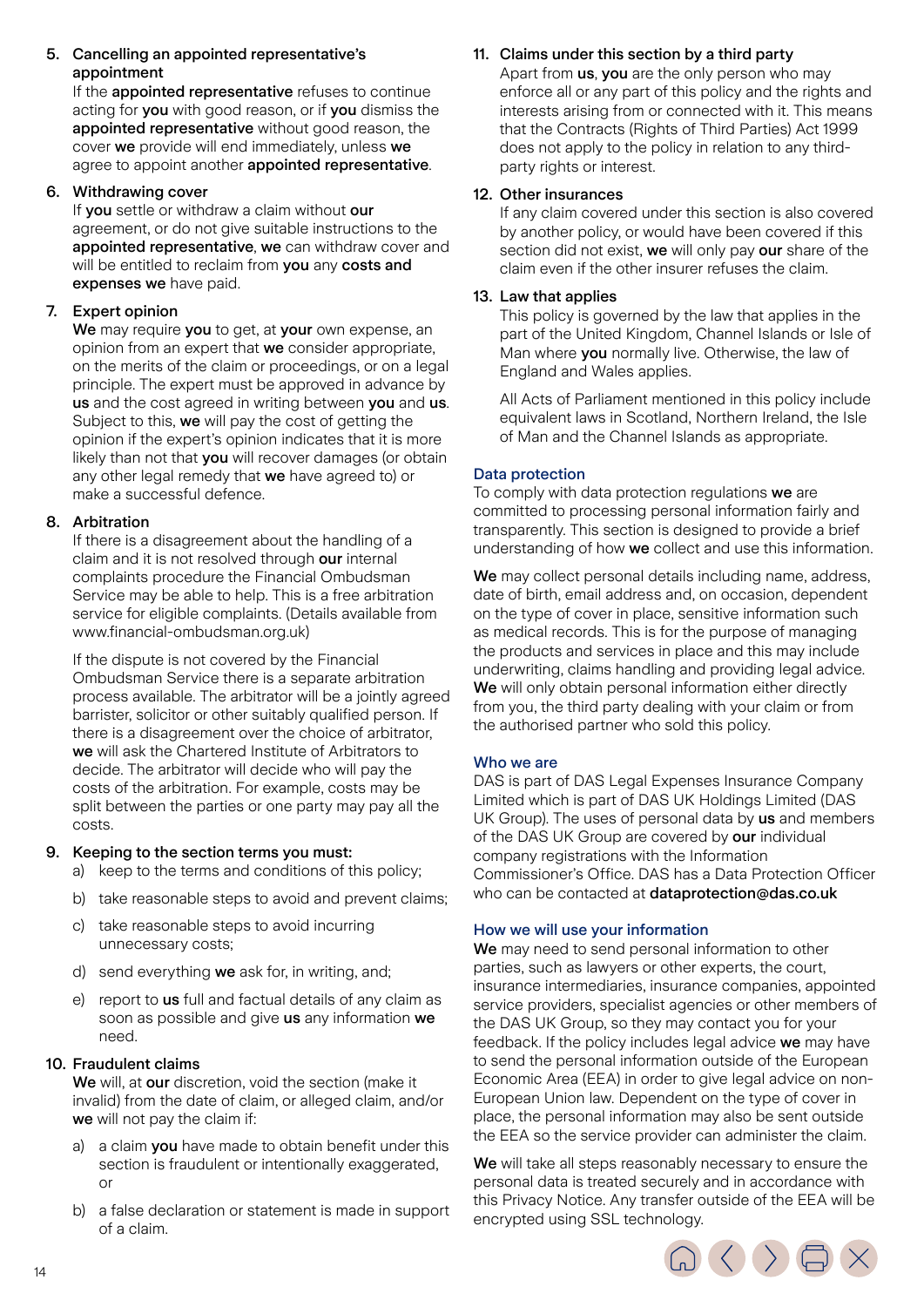5. **Cancelling an appointed representative's appointment**

   If the **appointed representative** refuses to continue acting for **you** with good reason, or if **you** dismiss the **appointed representative** without good reason, the cover **we** provide will end immediately, unless **we** agree to appoint another **appointed representative**.

6. **Withdrawing cover**

   If **you** settle or withdraw a claim without **our** agreement, or do not give suitable instructions to the **appointed representative**, **we** can withdraw cover and will be entitled to reclaim from **you** any **costs and expenses we** have paid.

7. **Expert opinion**

   **We** may require **you** to get, at **your** own expense, an opinion from an expert that **we** consider appropriate, on the merits of the claim or proceedings, or on a legal principle. The expert must be approved in advance by **us** and the cost agreed in writing between **you** and **us**. Subject to this, **we** will pay the cost of getting the opinion if the expert's opinion indicates that it is more likely than not that **you** will recover damages (or obtain any other legal remedy that **we** have agreed to) or make a successful defence.

8. **Arbitration**

   If there is a disagreement about the handling of a claim and it is not resolved through **our** internal complaints procedure the Financial Ombudsman Service may be able to help. This is a free arbitration service for eligible complaints. (Details available from www.financial-ombudsman.org.uk)

   If the dispute is not covered by the Financial Ombudsman Service there is a separate arbitration process available. The arbitrator will be a jointly agreed barrister, solicitor or other suitably qualified person. If there is a disagreement over the choice of arbitrator, **we** will ask the Chartered Institute of Arbitrators to decide. The arbitrator will decide who will pay the costs of the arbitration. For example, costs may be split between the parties or one party may pay all the costs.

9. **Keeping to the section terms you must:**
   a) keep to the terms and conditions of this policy;
   b) take reasonable steps to avoid and prevent claims;
   c) take reasonable steps to avoid incurring unnecessary costs;
   d) send everything **we** ask for, in writing, and;
   e) report to **us** full and factual details of any claim as soon as possible and give **us** any information **we** need.

10. **Fraudulent claims**

    **We** will, at **our** discretion, void the section (make it invalid) from the date of claim, or alleged claim, and/or **we** will not pay the claim if:

    a) a claim **you** have made to obtain benefit under this section is fraudulent or intentionally exaggerated, or
    b) a false declaration or statement is made in support of a claim.

11. **Claims under this section by a third party**

    Apart from **us**, **you** are the only person who may enforce all or any part of this policy and the rights and interests arising from or connected with it. This means that the Contracts (Rights of Third Parties) Act 1999 does not apply to the policy in relation to any third-party rights or interest.

12. **Other insurances**

    If any claim covered under this section is also covered by another policy, or would have been covered if this section did not exist, **we** will only pay **our** share of the claim even if the other insurer refuses the claim.

13. **Law that applies**

    This policy is governed by the law that applies in the part of the United Kingdom, Channel Islands or Isle of Man where **you** normally live. Otherwise, the law of England and Wales applies.

    All Acts of Parliament mentioned in this policy include equivalent laws in Scotland, Northern Ireland, the Isle of Man and the Channel Islands as appropriate.

## Data protection

To comply with data protection regulations **we** are committed to processing personal information fairly and transparently. This section is designed to provide a brief understanding of how **we** collect and use this information.

**We** may collect personal details including name, address, date of birth, email address and, on occasion, dependent on the type of cover in place, sensitive information such as medical records. This is for the purpose of managing the products and services in place and this may include underwriting, claims handling and providing legal advice. **We** will only obtain personal information either directly from you, the third party dealing with your claim or from the authorised partner who sold this policy.

## Who we are

DAS is part of DAS Legal Expenses Insurance Company Limited which is part of DAS UK Holdings Limited (DAS UK Group). The uses of personal data by **us** and members of the DAS UK Group are covered by **our** individual company registrations with the Information Commissioner's Office. DAS has a Data Protection Officer who can be contacted at **dataprotection@das.co.uk**

## How we will use your information

**We** may need to send personal information to other parties, such as lawyers or other experts, the court, insurance intermediaries, insurance companies, appointed service providers, specialist agencies or other members of the DAS UK Group, so they may contact you for your feedback. If the policy includes legal advice **we** may have to send the personal information outside of the European Economic Area (EEA) in order to give legal advice on non-European Union law. Dependent on the type of cover in place, the personal information may also be sent outside the EEA so the service provider can administer the claim.

**We** will take all steps reasonably necessary to ensure the personal data is treated securely and in accordance with this Privacy Notice. Any transfer outside of the EEA will be encrypted using SSL technology.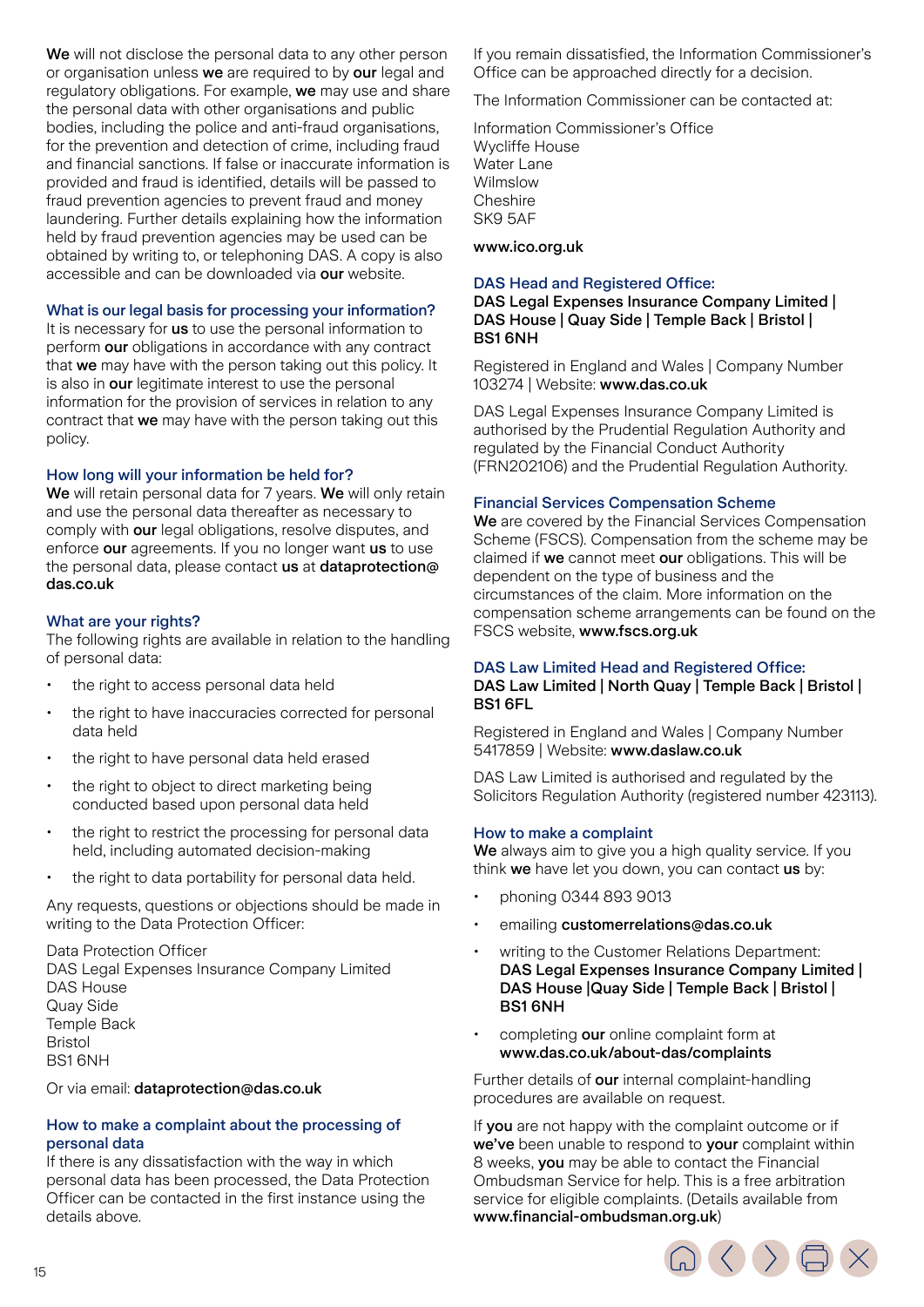**We** will not disclose the personal data to any other person or organisation unless **we** are required to by **our** legal and regulatory obligations. For example, **we** may use and share the personal data with other organisations and public bodies, including the police and anti-fraud organisations, for the prevention and detection of crime, including fraud and financial sanctions. If false or inaccurate information is provided and fraud is identified, details will be passed to fraud prevention agencies to prevent fraud and money laundering. Further details explaining how the information held by fraud prevention agencies may be used can be obtained by writing to, or telephoning DAS. A copy is also accessible and can be downloaded via **our** website.

### What is our legal basis for processing your information?

It is necessary for **us** to use the personal information to perform **our** obligations in accordance with any contract that **we** may have with the person taking out this policy. It is also in **our** legitimate interest to use the personal information for the provision of services in relation to any contract that **we** may have with the person taking out this policy.

### How long will your information be held for?

**We** will retain personal data for 7 years. **We** will only retain and use the personal data thereafter as necessary to comply with **our** legal obligations, resolve disputes, and enforce **our** agreements. If you no longer want **us** to use the personal data, please contact **us** at **dataprotection@das.co.uk**

### What are your rights?

The following rights are available in relation to the handling of personal data:

- the right to access personal data held
- the right to have inaccuracies corrected for personal data held
- the right to have personal data held erased
- the right to object to direct marketing being conducted based upon personal data held
- the right to restrict the processing for personal data held, including automated decision-making
- the right to data portability for personal data held.

Any requests, questions or objections should be made in writing to the Data Protection Officer:

Data Protection Officer
DAS Legal Expenses Insurance Company Limited
DAS House
Quay Side
Temple Back
Bristol
BS1 6NH

Or via email: **dataprotection@das.co.uk**

### How to make a complaint about the processing of personal data

If there is any dissatisfaction with the way in which personal data has been processed, the Data Protection Officer can be contacted in the first instance using the details above.

If you remain dissatisfied, the Information Commissioner's Office can be approached directly for a decision.

The Information Commissioner can be contacted at:

Information Commissioner's Office
Wycliffe House
Water Lane
Wilmslow
Cheshire
SK9 5AF

**www.ico.org.uk**

### DAS Head and Registered Office:

**DAS Legal Expenses Insurance Company Limited | DAS House | Quay Side | Temple Back | Bristol | BS1 6NH**

Registered in England and Wales | Company Number 103274 | Website: **www.das.co.uk**

DAS Legal Expenses Insurance Company Limited is authorised by the Prudential Regulation Authority and regulated by the Financial Conduct Authority (FRN202106) and the Prudential Regulation Authority.

### Financial Services Compensation Scheme

**We** are covered by the Financial Services Compensation Scheme (FSCS). Compensation from the scheme may be claimed if **we** cannot meet **our** obligations. This will be dependent on the type of business and the circumstances of the claim. More information on the compensation scheme arrangements can be found on the FSCS website, **www.fscs.org.uk**

### DAS Law Limited Head and Registered Office:

**DAS Law Limited | North Quay | Temple Back | Bristol | BS1 6FL**

Registered in England and Wales | Company Number 5417859 | Website: **www.daslaw.co.uk**

DAS Law Limited is authorised and regulated by the Solicitors Regulation Authority (registered number 423113).

### How to make a complaint

**We** always aim to give you a high quality service. If you think **we** have let you down, you can contact **us** by:

- phoning 0344 893 9013
- emailing **customerrelations@das.co.uk**
- writing to the Customer Relations Department: **DAS Legal Expenses Insurance Company Limited | DAS House |Quay Side | Temple Back | Bristol | BS1 6NH**
- completing **our** online complaint form at **www.das.co.uk/about-das/complaints**

Further details of **our** internal complaint-handling procedures are available on request.

If **you** are not happy with the complaint outcome or if **we've** been unable to respond to **your** complaint within 8 weeks, **you** may be able to contact the Financial Ombudsman Service for help. This is a free arbitration service for eligible complaints. (Details available from **www.financial-ombudsman.org.uk**)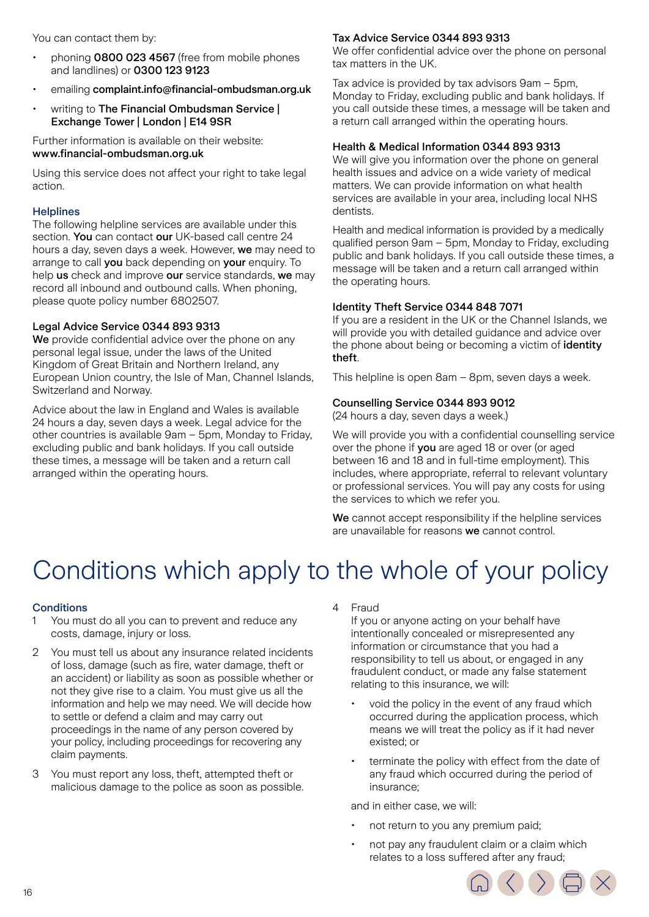You can contact them by:

- phoning **0800 023 4567** (free from mobile phones and landlines) or **0300 123 9123**
- emailing **complaint.info@financial-ombudsman.org.uk**
- writing to **The Financial Ombudsman Service | Exchange Tower | London | E14 9SR**

Further information is available on their website: **www.financial-ombudsman.org.uk**

Using this service does not affect your right to take legal action.

### Helplines

The following helpline services are available under this section. **You** can contact **our** UK-based call centre 24 hours a day, seven days a week. However, **we** may need to arrange to call **you** back depending on **your** enquiry. To help **us** check and improve **our** service standards, **we** may record all inbound and outbound calls. When phoning, please quote policy number 6802507.

#### Legal Advice Service 0344 893 9313

**We** provide confidential advice over the phone on any personal legal issue, under the laws of the United Kingdom of Great Britain and Northern Ireland, any European Union country, the Isle of Man, Channel Islands, Switzerland and Norway.

Advice about the law in England and Wales is available 24 hours a day, seven days a week. Legal advice for the other countries is available 9am – 5pm, Monday to Friday, excluding public and bank holidays. If you call outside these times, a message will be taken and a return call arranged within the operating hours.

#### Tax Advice Service 0344 893 9313

We offer confidential advice over the phone on personal tax matters in the UK.

Tax advice is provided by tax advisors 9am – 5pm, Monday to Friday, excluding public and bank holidays. If you call outside these times, a message will be taken and a return call arranged within the operating hours.

#### Health & Medical Information 0344 893 9313

We will give you information over the phone on general health issues and advice on a wide variety of medical matters. We can provide information on what health services are available in your area, including local NHS dentists.

Health and medical information is provided by a medically qualified person 9am – 5pm, Monday to Friday, excluding public and bank holidays. If you call outside these times, a message will be taken and a return call arranged within the operating hours.

#### Identity Theft Service 0344 848 7071

If you are a resident in the UK or the Channel Islands, we will provide you with detailed guidance and advice over the phone about being or becoming a victim of **identity theft**.

This helpline is open 8am – 8pm, seven days a week.

#### Counselling Service 0344 893 9012

(24 hours a day, seven days a week.)

We will provide you with a confidential counselling service over the phone if **you** are aged 18 or over (or aged between 16 and 18 and in full-time employment). This includes, where appropriate, referral to relevant voluntary or professional services. You will pay any costs for using the services to which we refer you.

**We** cannot accept responsibility if the helpline services are unavailable for reasons **we** cannot control.

# Conditions which apply to the whole of your policy

### Conditions

1. You must do all you can to prevent and reduce any costs, damage, injury or loss.
2. You must tell us about any insurance related incidents of loss, damage (such as fire, water damage, theft or an accident) or liability as soon as possible whether or not they give rise to a claim. You must give us all the information and help we may need. We will decide how to settle or defend a claim and may carry out proceedings in the name of any person covered by your policy, including proceedings for recovering any claim payments.
3. You must report any loss, theft, attempted theft or malicious damage to the police as soon as possible.
4. Fraud

   If you or anyone acting on your behalf have intentionally concealed or misrepresented any information or circumstance that you had a responsibility to tell us about, or engaged in any fraudulent conduct, or made any false statement relating to this insurance, we will:

   - void the policy in the event of any fraud which occurred during the application process, which means we will treat the policy as if it had never existed; or
   - terminate the policy with effect from the date of any fraud which occurred during the period of insurance;

   and in either case, we will:

   - not return to you any premium paid;
   - not pay any fraudulent claim or a claim which relates to a loss suffered after any fraud;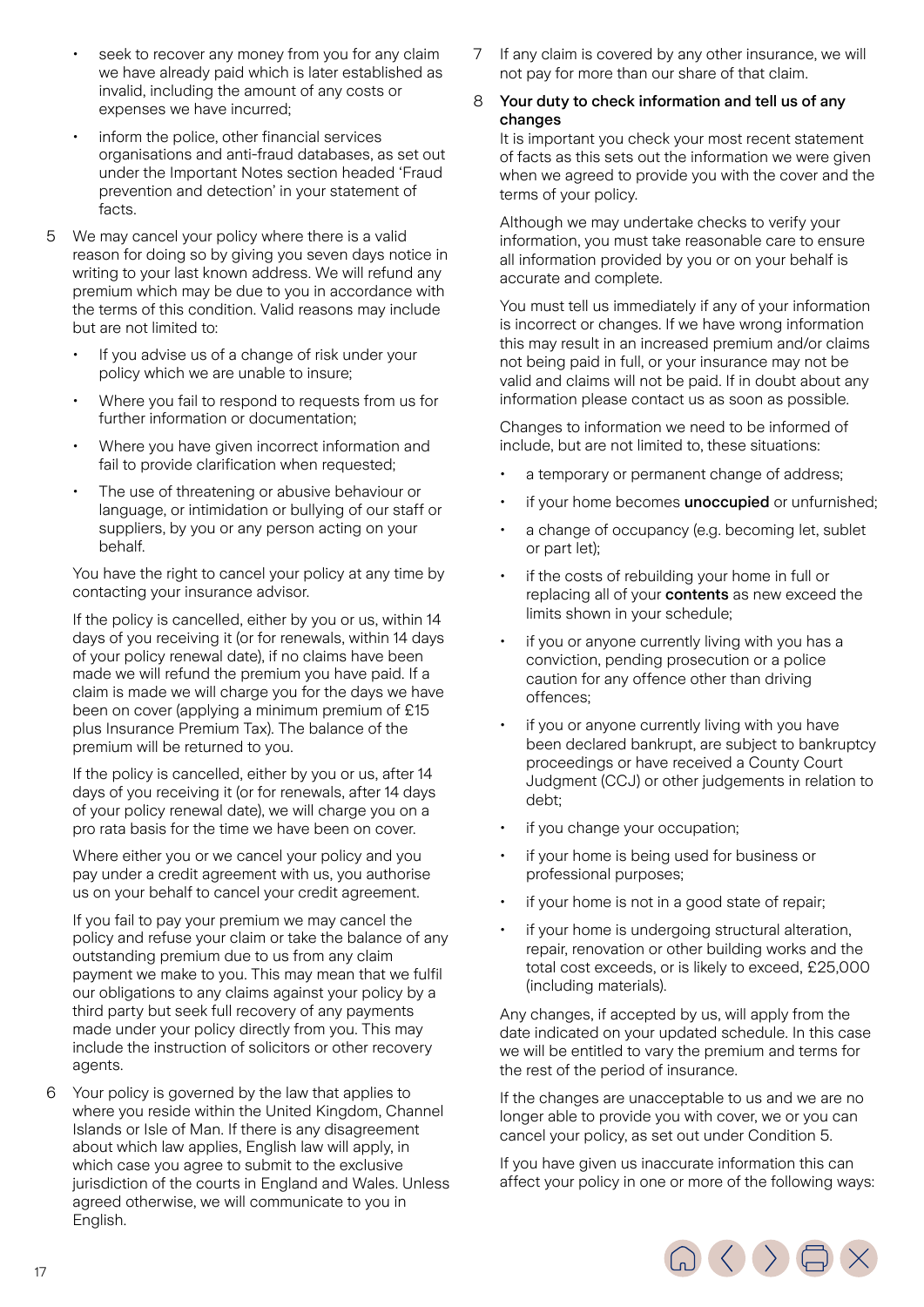- seek to recover any money from you for any claim we have already paid which is later established as invalid, including the amount of any costs or expenses we have incurred;
- inform the police, other financial services organisations and anti-fraud databases, as set out under the Important Notes section headed 'Fraud prevention and detection' in your statement of facts.

5 We may cancel your policy where there is a valid reason for doing so by giving you seven days notice in writing to your last known address. We will refund any premium which may be due to you in accordance with the terms of this condition. Valid reasons may include but are not limited to:

- If you advise us of a change of risk under your policy which we are unable to insure;
- Where you fail to respond to requests from us for further information or documentation;
- Where you have given incorrect information and fail to provide clarification when requested;
- The use of threatening or abusive behaviour or language, or intimidation or bullying of our staff or suppliers, by you or any person acting on your behalf.

You have the right to cancel your policy at any time by contacting your insurance advisor.

If the policy is cancelled, either by you or us, within 14 days of you receiving it (or for renewals, within 14 days of your policy renewal date), if no claims have been made we will refund the premium you have paid. If a claim is made we will charge you for the days we have been on cover (applying a minimum premium of £15 plus Insurance Premium Tax). The balance of the premium will be returned to you.

If the policy is cancelled, either by you or us, after 14 days of you receiving it (or for renewals, after 14 days of your policy renewal date), we will charge you on a pro rata basis for the time we have been on cover.

Where either you or we cancel your policy and you pay under a credit agreement with us, you authorise us on your behalf to cancel your credit agreement.

If you fail to pay your premium we may cancel the policy and refuse your claim or take the balance of any outstanding premium due to us from any claim payment we make to you. This may mean that we fulfil our obligations to any claims against your policy by a third party but seek full recovery of any payments made under your policy directly from you. This may include the instruction of solicitors or other recovery agents.

6 Your policy is governed by the law that applies to where you reside within the United Kingdom, Channel Islands or Isle of Man. If there is any disagreement about which law applies, English law will apply, in which case you agree to submit to the exclusive jurisdiction of the courts in England and Wales. Unless agreed otherwise, we will communicate to you in English.

7 If any claim is covered by any other insurance, we will not pay for more than our share of that claim.

8 **Your duty to check information and tell us of any changes**

It is important you check your most recent statement of facts as this sets out the information we were given when we agreed to provide you with the cover and the terms of your policy.

Although we may undertake checks to verify your information, you must take reasonable care to ensure all information provided by you or on your behalf is accurate and complete.

You must tell us immediately if any of your information is incorrect or changes. If we have wrong information this may result in an increased premium and/or claims not being paid in full, or your insurance may not be valid and claims will not be paid. If in doubt about any information please contact us as soon as possible.

Changes to information we need to be informed of include, but are not limited to, these situations:

- a temporary or permanent change of address;
- if your home becomes **unoccupied** or unfurnished;
- a change of occupancy (e.g. becoming let, sublet or part let);
- if the costs of rebuilding your home in full or replacing all of your **contents** as new exceed the limits shown in your schedule;
- if you or anyone currently living with you has a conviction, pending prosecution or a police caution for any offence other than driving offences;
- if you or anyone currently living with you have been declared bankrupt, are subject to bankruptcy proceedings or have received a County Court Judgment (CCJ) or other judgements in relation to debt;
- if you change your occupation;
- if your home is being used for business or professional purposes;
- if your home is not in a good state of repair;
- if your home is undergoing structural alteration, repair, renovation or other building works and the total cost exceeds, or is likely to exceed, £25,000 (including materials).

Any changes, if accepted by us, will apply from the date indicated on your updated schedule. In this case we will be entitled to vary the premium and terms for the rest of the period of insurance.

If the changes are unacceptable to us and we are no longer able to provide you with cover, we or you can cancel your policy, as set out under Condition 5.

If you have given us inaccurate information this can affect your policy in one or more of the following ways: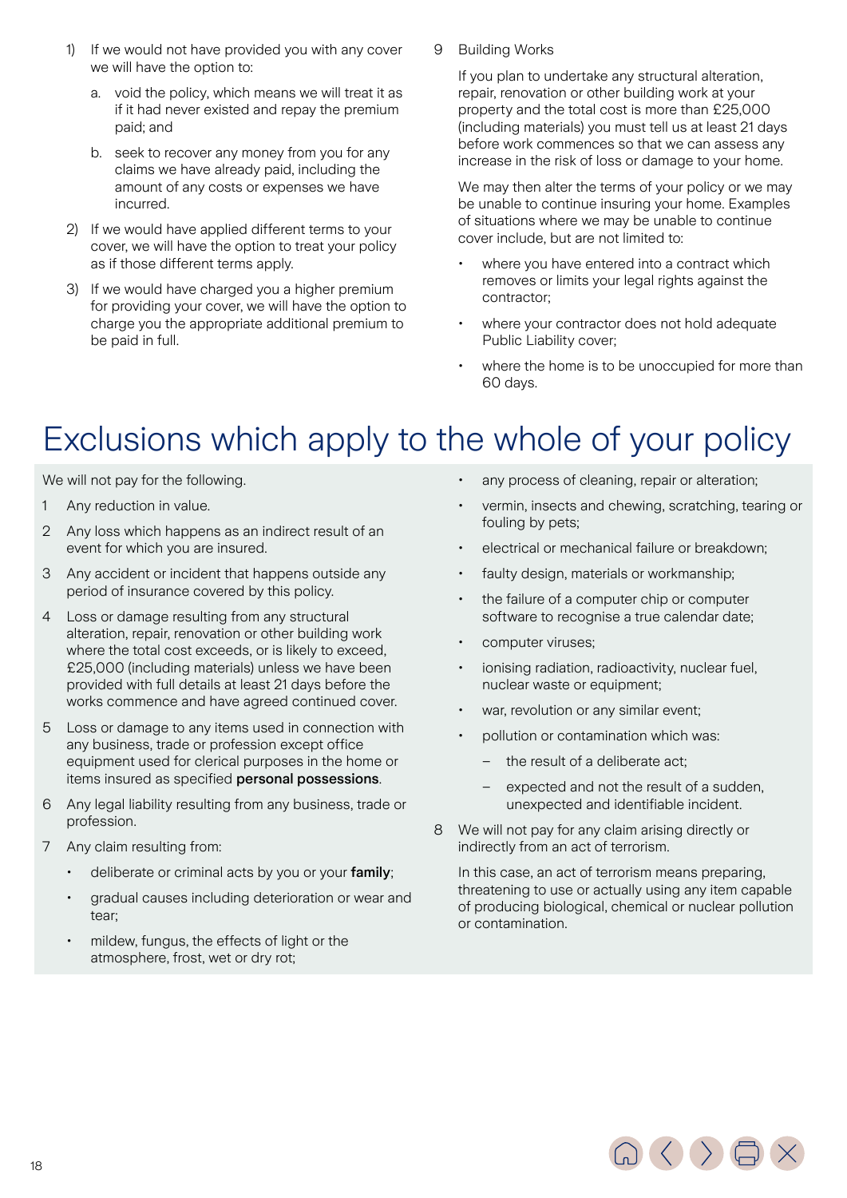1) If we would not have provided you with any cover we will have the option to:

   a. void the policy, which means we will treat it as if it had never existed and repay the premium paid; and

   b. seek to recover any money from you for any claims we have already paid, including the amount of any costs or expenses we have incurred.

2) If we would have applied different terms to your cover, we will have the option to treat your policy as if those different terms apply.

3) If we would have charged you a higher premium for providing your cover, we will have the option to charge you the appropriate additional premium to be paid in full.

9 Building Works

If you plan to undertake any structural alteration, repair, renovation or other building work at your property and the total cost is more than £25,000 (including materials) you must tell us at least 21 days before work commences so that we can assess any increase in the risk of loss or damage to your home.

We may then alter the terms of your policy or we may be unable to continue insuring your home. Examples of situations where we may be unable to continue cover include, but are not limited to:

- where you have entered into a contract which removes or limits your legal rights against the contractor;
- where your contractor does not hold adequate Public Liability cover;
- where the home is to be unoccupied for more than 60 days.

# Exclusions which apply to the whole of your policy

We will not pay for the following.

1 Any reduction in value.

2 Any loss which happens as an indirect result of an event for which you are insured.

3 Any accident or incident that happens outside any period of insurance covered by this policy.

4 Loss or damage resulting from any structural alteration, repair, renovation or other building work where the total cost exceeds, or is likely to exceed, £25,000 (including materials) unless we have been provided with full details at least 21 days before the works commence and have agreed continued cover.

5 Loss or damage to any items used in connection with any business, trade or profession except office equipment used for clerical purposes in the home or items insured as specified **personal possessions**.

6 Any legal liability resulting from any business, trade or profession.

7 Any claim resulting from:

- deliberate or criminal acts by you or your **family**;
- gradual causes including deterioration or wear and tear;
- mildew, fungus, the effects of light or the atmosphere, frost, wet or dry rot;
- any process of cleaning, repair or alteration;
- vermin, insects and chewing, scratching, tearing or fouling by pets;
- electrical or mechanical failure or breakdown;
- faulty design, materials or workmanship;
- the failure of a computer chip or computer software to recognise a true calendar date;
- computer viruses;
- ionising radiation, radioactivity, nuclear fuel, nuclear waste or equipment;
- war, revolution or any similar event;
- pollution or contamination which was:
  - the result of a deliberate act;
  - expected and not the result of a sudden, unexpected and identifiable incident.

8 We will not pay for any claim arising directly or indirectly from an act of terrorism.

In this case, an act of terrorism means preparing, threatening to use or actually using any item capable of producing biological, chemical or nuclear pollution or contamination.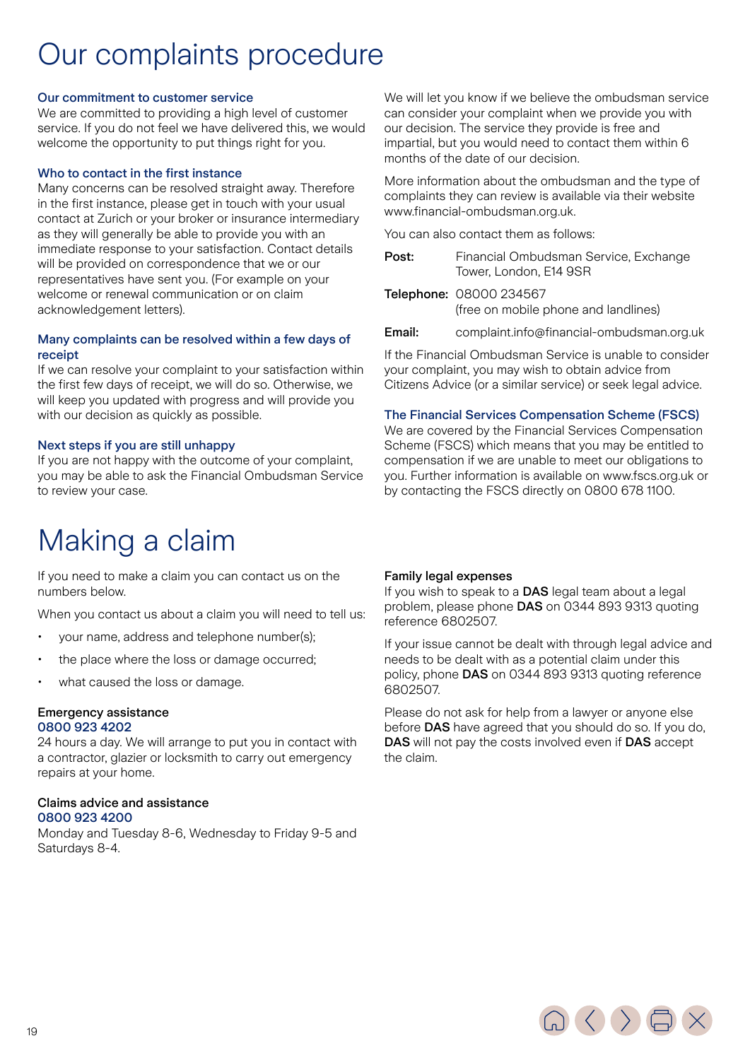# Our complaints procedure

### Our commitment to customer service

We are committed to providing a high level of customer service. If you do not feel we have delivered this, we would welcome the opportunity to put things right for you.

### Who to contact in the first instance

Many concerns can be resolved straight away. Therefore in the first instance, please get in touch with your usual contact at Zurich or your broker or insurance intermediary as they will generally be able to provide you with an immediate response to your satisfaction. Contact details will be provided on correspondence that we or our representatives have sent you. (For example on your welcome or renewal communication or on claim acknowledgement letters).

### Many complaints can be resolved within a few days of receipt

If we can resolve your complaint to your satisfaction within the first few days of receipt, we will do so. Otherwise, we will keep you updated with progress and will provide you with our decision as quickly as possible.

### Next steps if you are still unhappy

If you are not happy with the outcome of your complaint, you may be able to ask the Financial Ombudsman Service to review your case.

We will let you know if we believe the ombudsman service can consider your complaint when we provide you with our decision. The service they provide is free and impartial, but you would need to contact them within 6 months of the date of our decision.

More information about the ombudsman and the type of complaints they can review is available via their website www.financial-ombudsman.org.uk.

You can also contact them as follows:

**Post:** Financial Ombudsman Service, Exchange Tower, London, E14 9SR

**Telephone:** 08000 234567 (free on mobile phone and landlines)

**Email:** complaint.info@financial-ombudsman.org.uk

If the Financial Ombudsman Service is unable to consider your complaint, you may wish to obtain advice from Citizens Advice (or a similar service) or seek legal advice.

### The Financial Services Compensation Scheme (FSCS)

We are covered by the Financial Services Compensation Scheme (FSCS) which means that you may be entitled to compensation if we are unable to meet our obligations to you. Further information is available on www.fscs.org.uk or by contacting the FSCS directly on 0800 678 1100.

# Making a claim

If you need to make a claim you can contact us on the numbers below.

When you contact us about a claim you will need to tell us:

- your name, address and telephone number(s);
- the place where the loss or damage occurred;
- what caused the loss or damage.

### Emergency assistance

0800 923 4202

24 hours a day. We will arrange to put you in contact with a contractor, glazier or locksmith to carry out emergency repairs at your home.

### Claims advice and assistance

0800 923 4200

Monday and Tuesday 8-6, Wednesday to Friday 9-5 and Saturdays 8-4.

### Family legal expenses

If you wish to speak to a **DAS** legal team about a legal problem, please phone **DAS** on 0344 893 9313 quoting reference 6802507.

If your issue cannot be dealt with through legal advice and needs to be dealt with as a potential claim under this policy, phone **DAS** on 0344 893 9313 quoting reference 6802507.

Please do not ask for help from a lawyer or anyone else before **DAS** have agreed that you should do so. If you do, **DAS** will not pay the costs involved even if **DAS** accept the claim.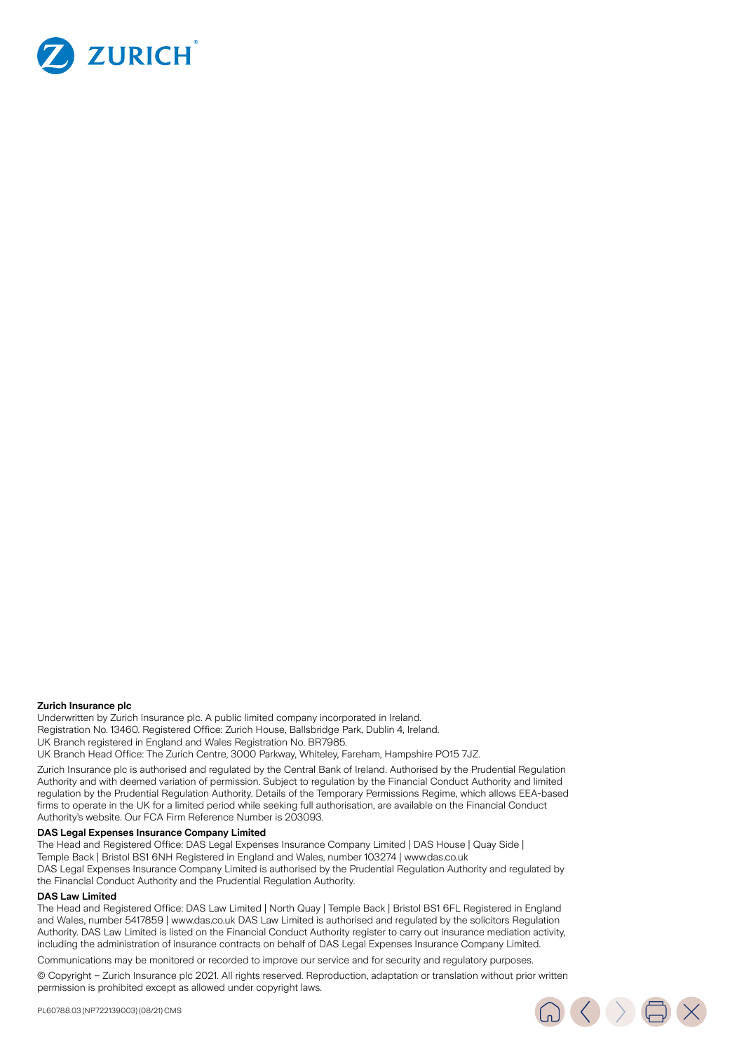**Zurich Insurance plc**

Underwritten by Zurich Insurance plc. A public limited company incorporated in Ireland.
Registration No. 13460. Registered Office: Zurich House, Ballsbridge Park, Dublin 4, Ireland.
UK Branch registered in England and Wales Registration No. BR7985.
UK Branch Head Office: The Zurich Centre, 3000 Parkway, Whiteley, Fareham, Hampshire PO15 7JZ.

Zurich Insurance plc is authorised and regulated by the Central Bank of Ireland. Authorised by the Prudential Regulation Authority and with deemed variation of permission. Subject to regulation by the Financial Conduct Authority and limited regulation by the Prudential Regulation Authority. Details of the Temporary Permissions Regime, which allows EEA-based firms to operate in the UK for a limited period while seeking full authorisation, are available on the Financial Conduct Authority's website. Our FCA Firm Reference Number is 203093.

**DAS Legal Expenses Insurance Company Limited**

The Head and Registered Office: DAS Legal Expenses Insurance Company Limited | DAS House | Quay Side | Temple Back | Bristol BS1 6NH Registered in England and Wales, number 103274 | www.das.co.uk
DAS Legal Expenses Insurance Company Limited is authorised by the Prudential Regulation Authority and regulated by the Financial Conduct Authority and the Prudential Regulation Authority.

**DAS Law Limited**

The Head and Registered Office: DAS Law Limited | North Quay | Temple Back | Bristol BS1 6FL Registered in England and Wales, number 5417859 | www.das.co.uk DAS Law Limited is authorised and regulated by the solicitors Regulation Authority. DAS Law Limited is listed on the Financial Conduct Authority register to carry out insurance mediation activity, including the administration of insurance contracts on behalf of DAS Legal Expenses Insurance Company Limited.

Communications may be monitored or recorded to improve our service and for security and regulatory purposes.

© Copyright – Zurich Insurance plc 2021. All rights reserved. Reproduction, adaptation or translation without prior written permission is prohibited except as allowed under copyright laws.

PL60788.03 (NP722139003) (08/21) CMS